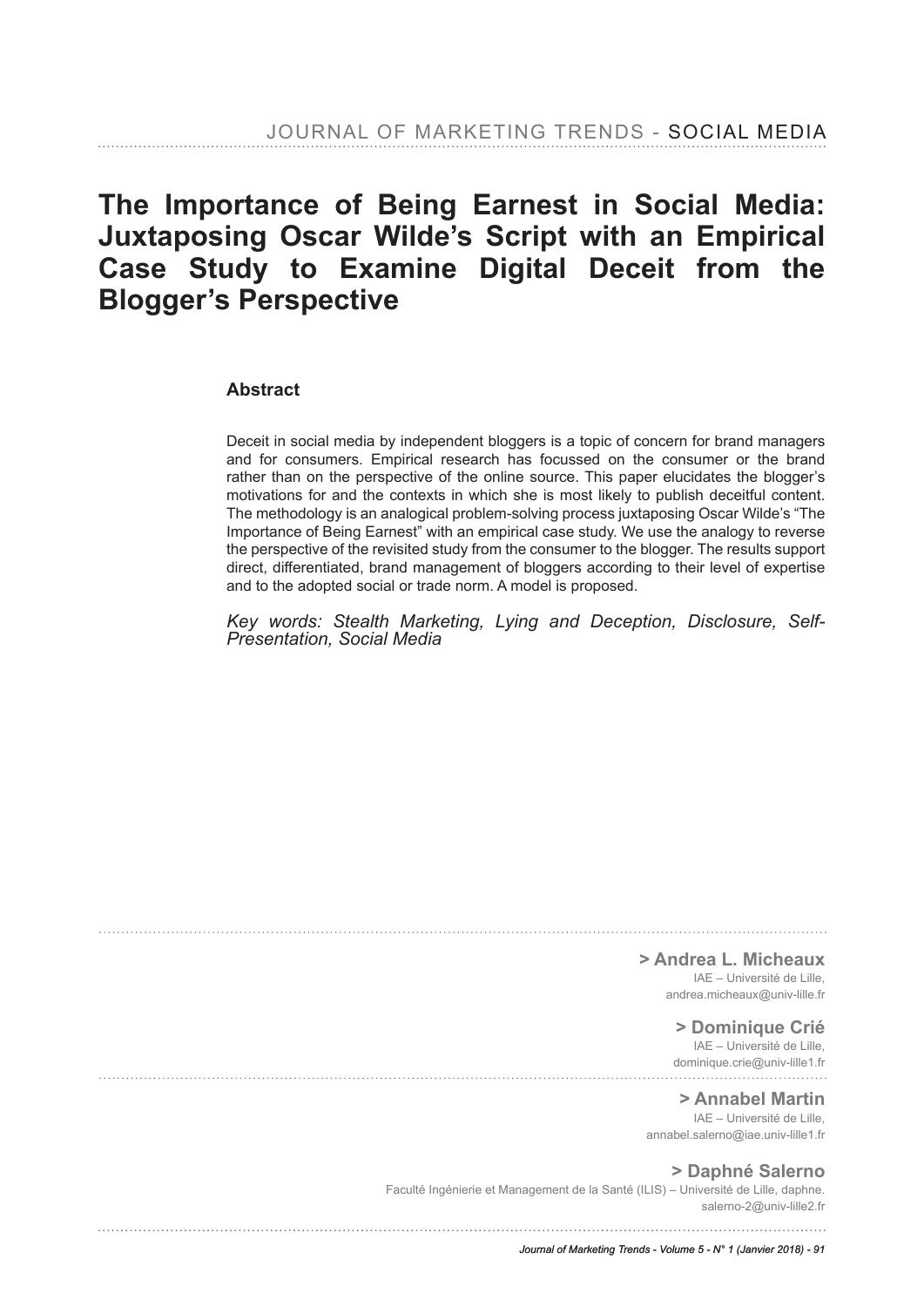# The Importance of Being Earnest in Social Media: Juxtaposing Oscar Wilde's Script with an Empirical Case Study to Examine Digital Deceit from the Blogger's Perspective

## Abstract

Deceit in social media by independent bloggers is a topic of concern for brand managers and for consumers. Empirical research has focussed on the consumer or the brand rather than on the perspective of the online source. This paper elucidates the blogger's motivations for and the contexts in which she is most likely to publish deceitful content. The methodology is an analogical problem-solving process juxtaposing Oscar Wilde's "The Importance of Being Earnest" with an empirical case study. We use the analogy to reverse the perspective of the revisited study from the consumer to the blogger. The results support direct, differentiated, brand management of bloggers according to their level of expertise and to the adopted social or trade norm. A model is proposed.

*Key words: Stealth Marketing, Lying and Deception, Disclosure, Self-Presentation, Social Media*

**> Andrea L. Micheaux**
IAE – Université de Lille,
andrea.micheaux@univ-lille.fr

**> Dominique Crié**
IAE – Université de Lille,
dominique.crie@univ-lille1.fr

**> Annabel Martin**
IAE – Université de Lille,
annabel.salerno@iae.univ-lille1.fr

**> Daphné Salerno**
Faculté Ingénierie et Management de la Santé (ILIS) – Université de Lille, daphne.salerno-2@univ-lille2.fr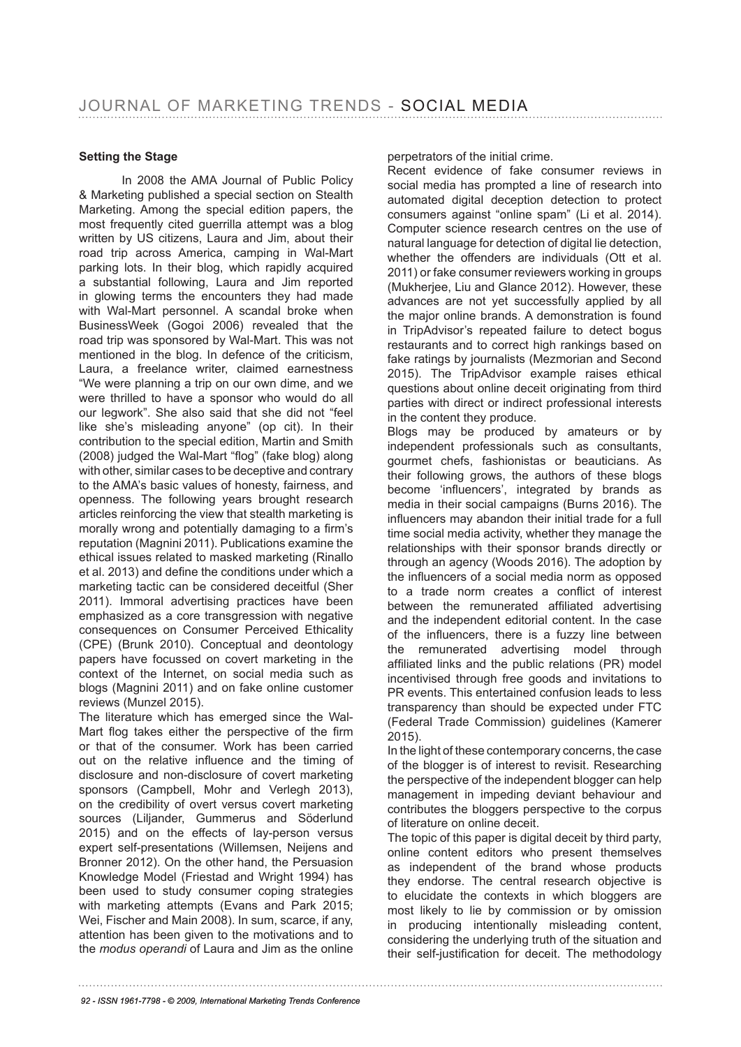### Setting the Stage

In 2008 the AMA Journal of Public Policy & Marketing published a special section on Stealth Marketing. Among the special edition papers, the most frequently cited guerrilla attempt was a blog written by US citizens, Laura and Jim, about their road trip across America, camping in Wal-Mart parking lots. In their blog, which rapidly acquired a substantial following, Laura and Jim reported in glowing terms the encounters they had made with Wal-Mart personnel. A scandal broke when BusinessWeek (Gogoi 2006) revealed that the road trip was sponsored by Wal-Mart. This was not mentioned in the blog. In defence of the criticism, Laura, a freelance writer, claimed earnestness "We were planning a trip on our own dime, and we were thrilled to have a sponsor who would do all our legwork". She also said that she did not "feel like she's misleading anyone" (op cit). In their contribution to the special edition, Martin and Smith (2008) judged the Wal-Mart "flog" (fake blog) along with other, similar cases to be deceptive and contrary to the AMA's basic values of honesty, fairness, and openness. The following years brought research articles reinforcing the view that stealth marketing is morally wrong and potentially damaging to a firm's reputation (Magnini 2011). Publications examine the ethical issues related to masked marketing (Rinallo et al. 2013) and define the conditions under which a marketing tactic can be considered deceitful (Sher 2011). Immoral advertising practices have been emphasized as a core transgression with negative consequences on Consumer Perceived Ethicality (CPE) (Brunk 2010). Conceptual and deontology papers have focussed on covert marketing in the context of the Internet, on social media such as blogs (Magnini 2011) and on fake online customer reviews (Munzel 2015).

The literature which has emerged since the Wal-Mart flog takes either the perspective of the firm or that of the consumer. Work has been carried out on the relative influence and the timing of disclosure and non-disclosure of covert marketing sponsors (Campbell, Mohr and Verlegh 2013), on the credibility of overt versus covert marketing sources (Liljander, Gummerus and Söderlund 2015) and on the effects of lay-person versus expert self-presentations (Willemsen, Neijens and Bronner 2012). On the other hand, the Persuasion Knowledge Model (Friestad and Wright 1994) has been used to study consumer coping strategies with marketing attempts (Evans and Park 2015; Wei, Fischer and Main 2008). In sum, scarce, if any, attention has been given to the motivations and to the *modus operandi* of Laura and Jim as the online perpetrators of the initial crime.

Recent evidence of fake consumer reviews in social media has prompted a line of research into automated digital deception detection to protect consumers against "online spam" (Li et al. 2014). Computer science research centres on the use of natural language for detection of digital lie detection, whether the offenders are individuals (Ott et al. 2011) or fake consumer reviewers working in groups (Mukherjee, Liu and Glance 2012). However, these advances are not yet successfully applied by all the major online brands. A demonstration is found in TripAdvisor's repeated failure to detect bogus restaurants and to correct high rankings based on fake ratings by journalists (Mezmorian and Second 2015). The TripAdvisor example raises ethical questions about online deceit originating from third parties with direct or indirect professional interests in the content they produce.

Blogs may be produced by amateurs or by independent professionals such as consultants, gourmet chefs, fashionistas or beauticians. As their following grows, the authors of these blogs become 'influencers', integrated by brands as media in their social campaigns (Burns 2016). The influencers may abandon their initial trade for a full time social media activity, whether they manage the relationships with their sponsor brands directly or through an agency (Woods 2016). The adoption by the influencers of a social media norm as opposed to a trade norm creates a conflict of interest between the remunerated affiliated advertising and the independent editorial content. In the case of the influencers, there is a fuzzy line between the remunerated advertising model through affiliated links and the public relations (PR) model incentivised through free goods and invitations to PR events. This entertained confusion leads to less transparency than should be expected under FTC (Federal Trade Commission) guidelines (Kamerer 2015).

In the light of these contemporary concerns, the case of the blogger is of interest to revisit. Researching the perspective of the independent blogger can help management in impeding deviant behaviour and contributes the bloggers perspective to the corpus of literature on online deceit.

The topic of this paper is digital deceit by third party, online content editors who present themselves as independent of the brand whose products they endorse. The central research objective is to elucidate the contexts in which bloggers are most likely to lie by commission or by omission in producing intentionally misleading content, considering the underlying truth of the situation and their self-justification for deceit. The methodology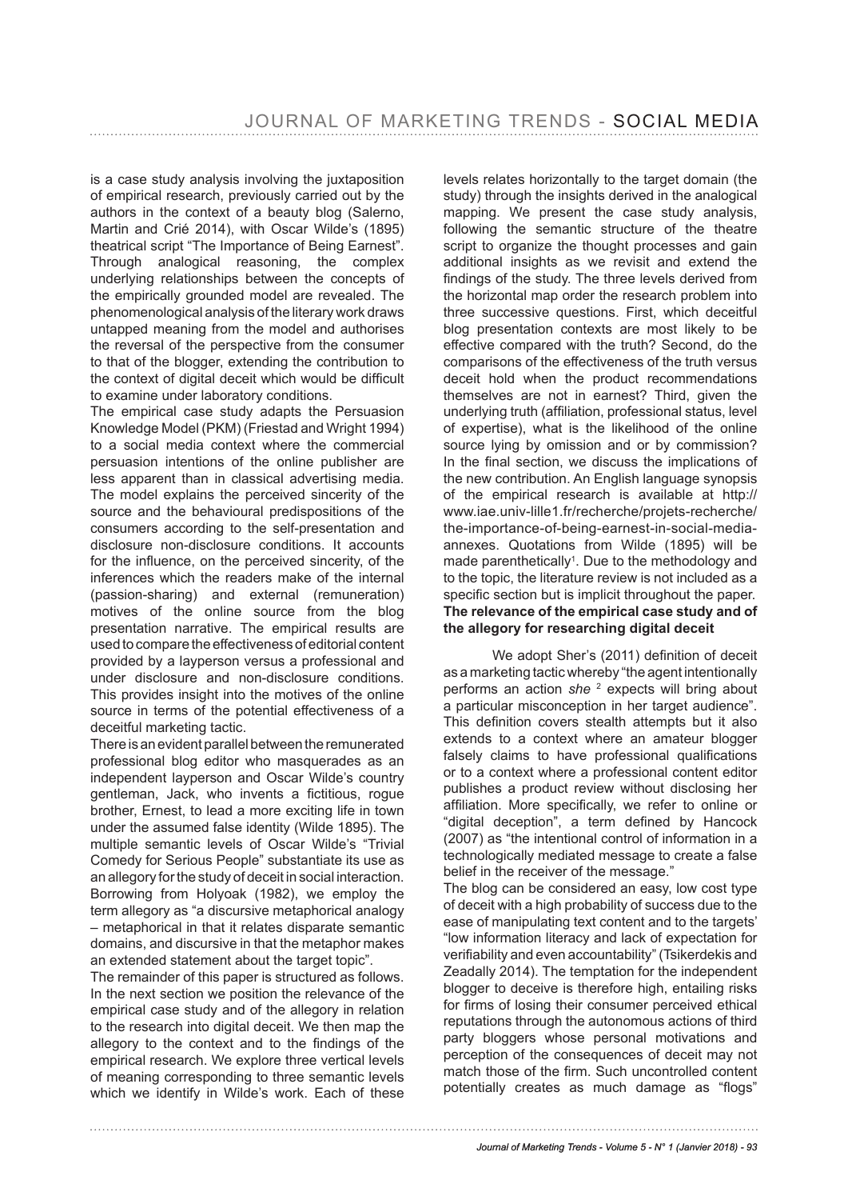is a case study analysis involving the juxtaposition of empirical research, previously carried out by the authors in the context of a beauty blog (Salerno, Martin and Crié 2014), with Oscar Wilde's (1895) theatrical script "The Importance of Being Earnest". Through analogical reasoning, the complex underlying relationships between the concepts of the empirically grounded model are revealed. The phenomenological analysis of the literary work draws untapped meaning from the model and authorises the reversal of the perspective from the consumer to that of the blogger, extending the contribution to the context of digital deceit which would be difficult to examine under laboratory conditions.

The empirical case study adapts the Persuasion Knowledge Model (PKM) (Friestad and Wright 1994) to a social media context where the commercial persuasion intentions of the online publisher are less apparent than in classical advertising media. The model explains the perceived sincerity of the source and the behavioural predispositions of the consumers according to the self-presentation and disclosure non-disclosure conditions. It accounts for the influence, on the perceived sincerity, of the inferences which the readers make of the internal (passion-sharing) and external (remuneration) motives of the online source from the blog presentation narrative. The empirical results are used to compare the effectiveness of editorial content provided by a layperson versus a professional and under disclosure and non-disclosure conditions. This provides insight into the motives of the online source in terms of the potential effectiveness of a deceitful marketing tactic.

There is an evident parallel between the remunerated professional blog editor who masquerades as an independent layperson and Oscar Wilde's country gentleman, Jack, who invents a fictitious, rogue brother, Ernest, to lead a more exciting life in town under the assumed false identity (Wilde 1895). The multiple semantic levels of Oscar Wilde's "Trivial Comedy for Serious People" substantiate its use as an allegory for the study of deceit in social interaction. Borrowing from Holyoak (1982), we employ the term allegory as "a discursive metaphorical analogy – metaphorical in that it relates disparate semantic domains, and discursive in that the metaphor makes an extended statement about the target topic".

The remainder of this paper is structured as follows. In the next section we position the relevance of the empirical case study and of the allegory in relation to the research into digital deceit. We then map the allegory to the context and to the findings of the empirical research. We explore three vertical levels of meaning corresponding to three semantic levels which we identify in Wilde's work. Each of these levels relates horizontally to the target domain (the study) through the insights derived in the analogical mapping. We present the case study analysis, following the semantic structure of the theatre script to organize the thought processes and gain additional insights as we revisit and extend the findings of the study. The three levels derived from the horizontal map order the research problem into three successive questions. First, which deceitful blog presentation contexts are most likely to be effective compared with the truth? Second, do the comparisons of the effectiveness of the truth versus deceit hold when the product recommendations themselves are not in earnest? Third, given the underlying truth (affiliation, professional status, level of expertise), what is the likelihood of the online source lying by omission and or by commission? In the final section, we discuss the implications of the new contribution. An English language synopsis of the empirical research is available at http://www.iae.univ-lille1.fr/recherche/projets-recherche/the-importance-of-being-earnest-in-social-media-annexes. Quotations from Wilde (1895) will be made parenthetically[1]. Due to the methodology and to the topic, the literature review is not included as a specific section but is implicit throughout the paper.

## The relevance of the empirical case study and of the allegory for researching digital deceit

We adopt Sher's (2011) definition of deceit as a marketing tactic whereby "the agent intentionally performs an action *she* [2] expects will bring about a particular misconception in her target audience". This definition covers stealth attempts but it also extends to a context where an amateur blogger falsely claims to have professional qualifications or to a context where a professional content editor publishes a product review without disclosing her affiliation. More specifically, we refer to online or "digital deception", a term defined by Hancock (2007) as "the intentional control of information in a technologically mediated message to create a false belief in the receiver of the message."

The blog can be considered an easy, low cost type of deceit with a high probability of success due to the ease of manipulating text content and to the targets' "low information literacy and lack of expectation for verifiability and even accountability" (Tsikerdekis and Zeadally 2014). The temptation for the independent blogger to deceive is therefore high, entailing risks for firms of losing their consumer perceived ethical reputations through the autonomous actions of third party bloggers whose personal motivations and perception of the consequences of deceit may not match those of the firm. Such uncontrolled content potentially creates as much damage as "flogs"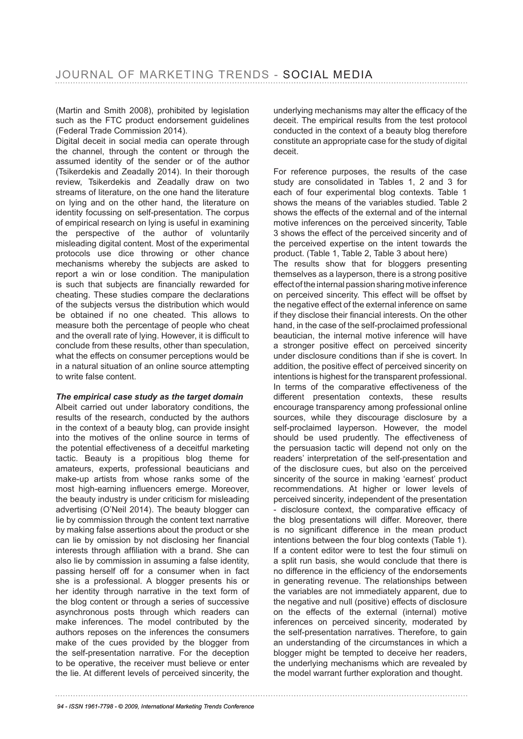(Martin and Smith 2008), prohibited by legislation such as the FTC product endorsement guidelines (Federal Trade Commission 2014).

Digital deceit in social media can operate through the channel, through the content or through the assumed identity of the sender or of the author (Tsikerdekis and Zeadally 2014). In their thorough review, Tsikerdekis and Zeadally draw on two streams of literature, on the one hand the literature on lying and on the other hand, the literature on identity focussing on self-presentation. The corpus of empirical research on lying is useful in examining the perspective of the author of voluntarily misleading digital content. Most of the experimental protocols use dice throwing or other chance mechanisms whereby the subjects are asked to report a win or lose condition. The manipulation is such that subjects are financially rewarded for cheating. These studies compare the declarations of the subjects versus the distribution which would be obtained if no one cheated. This allows to measure both the percentage of people who cheat and the overall rate of lying. However, it is difficult to conclude from these results, other than speculation, what the effects on consumer perceptions would be in a natural situation of an online source attempting to write false content.

### *The empirical case study as the target domain*

Albeit carried out under laboratory conditions, the results of the research, conducted by the authors in the context of a beauty blog, can provide insight into the motives of the online source in terms of the potential effectiveness of a deceitful marketing tactic. Beauty is a propitious blog theme for amateurs, experts, professional beauticians and make-up artists from whose ranks some of the most high-earning influencers emerge. Moreover, the beauty industry is under criticism for misleading advertising (O'Neil 2014). The beauty blogger can lie by commission through the content text narrative by making false assertions about the product or she can lie by omission by not disclosing her financial interests through affiliation with a brand. She can also lie by commission in assuming a false identity, passing herself off for a consumer when in fact she is a professional. A blogger presents his or her identity through narrative in the text form of the blog content or through a series of successive asynchronous posts through which readers can make inferences. The model contributed by the authors reposes on the inferences the consumers make of the cues provided by the blogger from the self-presentation narrative. For the deception to be operative, the receiver must believe or enter the lie. At different levels of perceived sincerity, the underlying mechanisms may alter the efficacy of the deceit. The empirical results from the test protocol conducted in the context of a beauty blog therefore constitute an appropriate case for the study of digital deceit.

For reference purposes, the results of the case study are consolidated in Tables 1, 2 and 3 for each of four experimental blog contexts. Table 1 shows the means of the variables studied. Table 2 shows the effects of the external and of the internal motive inferences on the perceived sincerity, Table 3 shows the effect of the perceived sincerity and of the perceived expertise on the intent towards the product. (Table 1, Table 2, Table 3 about here)

The results show that for bloggers presenting themselves as a layperson, there is a strong positive effect of the internal passion sharing motive inference on perceived sincerity. This effect will be offset by the negative effect of the external inference on same if they disclose their financial interests. On the other hand, in the case of the self-proclaimed professional beautician, the internal motive inference will have a stronger positive effect on perceived sincerity under disclosure conditions than if she is covert. In addition, the positive effect of perceived sincerity on intentions is highest for the transparent professional. In terms of the comparative effectiveness of the different presentation contexts, these results encourage transparency among professional online sources, while they discourage disclosure by a self-proclaimed layperson. However, the model should be used prudently. The effectiveness of the persuasion tactic will depend not only on the readers' interpretation of the self-presentation and of the disclosure cues, but also on the perceived sincerity of the source in making 'earnest' product recommendations. At higher or lower levels of perceived sincerity, independent of the presentation - disclosure context, the comparative efficacy of the blog presentations will differ. Moreover, there is no significant difference in the mean product intentions between the four blog contexts (Table 1). If a content editor were to test the four stimuli on a split run basis, she would conclude that there is no difference in the efficiency of the endorsements in generating revenue. The relationships between the variables are not immediately apparent, due to the negative and null (positive) effects of disclosure on the effects of the external (internal) motive inferences on perceived sincerity, moderated by the self-presentation narratives. Therefore, to gain an understanding of the circumstances in which a blogger might be tempted to deceive her readers, the underlying mechanisms which are revealed by the model warrant further exploration and thought.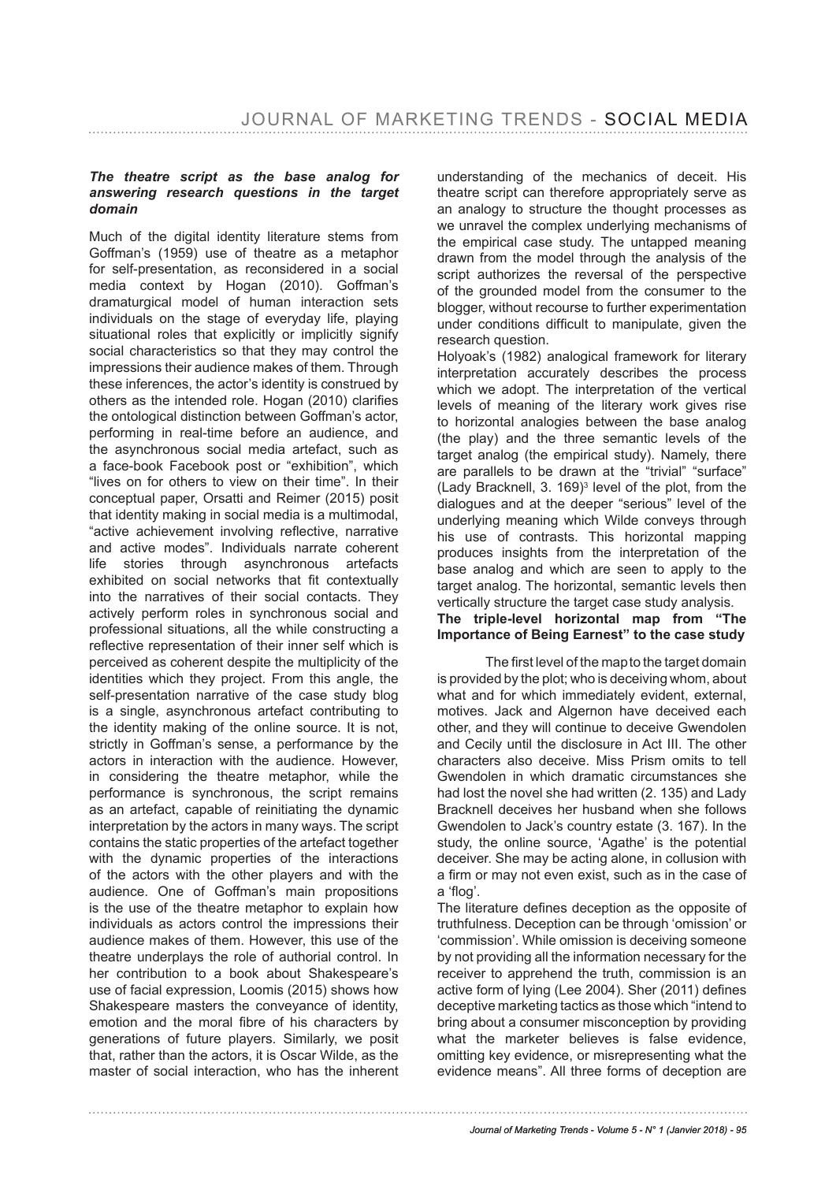### *The theatre script as the base analog for answering research questions in the target domain*

Much of the digital identity literature stems from Goffman's (1959) use of theatre as a metaphor for self-presentation, as reconsidered in a social media context by Hogan (2010). Goffman's dramaturgical model of human interaction sets individuals on the stage of everyday life, playing situational roles that explicitly or implicitly signify social characteristics so that they may control the impressions their audience makes of them. Through these inferences, the actor's identity is construed by others as the intended role. Hogan (2010) clarifies the ontological distinction between Goffman's actor, performing in real-time before an audience, and the asynchronous social media artefact, such as a face-book Facebook post or "exhibition", which "lives on for others to view on their time". In their conceptual paper, Orsatti and Reimer (2015) posit that identity making in social media is a multimodal, "active achievement involving reflective, narrative and active modes". Individuals narrate coherent life stories through asynchronous artefacts exhibited on social networks that fit contextually into the narratives of their social contacts. They actively perform roles in synchronous social and professional situations, all the while constructing a reflective representation of their inner self which is perceived as coherent despite the multiplicity of the identities which they project. From this angle, the self-presentation narrative of the case study blog is a single, asynchronous artefact contributing to the identity making of the online source. It is not, strictly in Goffman's sense, a performance by the actors in interaction with the audience. However, in considering the theatre metaphor, while the performance is synchronous, the script remains as an artefact, capable of reinitiating the dynamic interpretation by the actors in many ways. The script contains the static properties of the artefact together with the dynamic properties of the interactions of the actors with the other players and with the audience. One of Goffman's main propositions is the use of the theatre metaphor to explain how individuals as actors control the impressions their audience makes of them. However, this use of the theatre underplays the role of authorial control. In her contribution to a book about Shakespeare's use of facial expression, Loomis (2015) shows how Shakespeare masters the conveyance of identity, emotion and the moral fibre of his characters by generations of future players. Similarly, we posit that, rather than the actors, it is Oscar Wilde, as the master of social interaction, who has the inherent understanding of the mechanics of deceit. His theatre script can therefore appropriately serve as an analogy to structure the thought processes as we unravel the complex underlying mechanisms of the empirical case study. The untapped meaning drawn from the model through the analysis of the script authorizes the reversal of the perspective of the grounded model from the consumer to the blogger, without recourse to further experimentation under conditions difficult to manipulate, given the research question.

Holyoak's (1982) analogical framework for literary interpretation accurately describes the process which we adopt. The interpretation of the vertical levels of meaning of the literary work gives rise to horizontal analogies between the base analog (the play) and the three semantic levels of the target analog (the empirical study). Namely, there are parallels to be drawn at the "trivial" "surface" (Lady Bracknell, 3. 169)[3] level of the plot, from the dialogues and at the deeper "serious" level of the underlying meaning which Wilde conveys through his use of contrasts. This horizontal mapping produces insights from the interpretation of the base analog and which are seen to apply to the target analog. The horizontal, semantic levels then vertically structure the target case study analysis.

**The triple-level horizontal map from "The Importance of Being Earnest" to the case study**

The first level of the map to the target domain is provided by the plot; who is deceiving whom, about what and for which immediately evident, external, motives. Jack and Algernon have deceived each other, and they will continue to deceive Gwendolen and Cecily until the disclosure in Act III. The other characters also deceive. Miss Prism omits to tell Gwendolen in which dramatic circumstances she had lost the novel she had written (2. 135) and Lady Bracknell deceives her husband when she follows Gwendolen to Jack's country estate (3. 167). In the study, the online source, 'Agathe' is the potential deceiver. She may be acting alone, in collusion with a firm or may not even exist, such as in the case of a 'flog'.

The literature defines deception as the opposite of truthfulness. Deception can be through 'omission' or 'commission'. While omission is deceiving someone by not providing all the information necessary for the receiver to apprehend the truth, commission is an active form of lying (Lee 2004). Sher (2011) defines deceptive marketing tactics as those which "intend to bring about a consumer misconception by providing what the marketer believes is false evidence, omitting key evidence, or misrepresenting what the evidence means". All three forms of deception are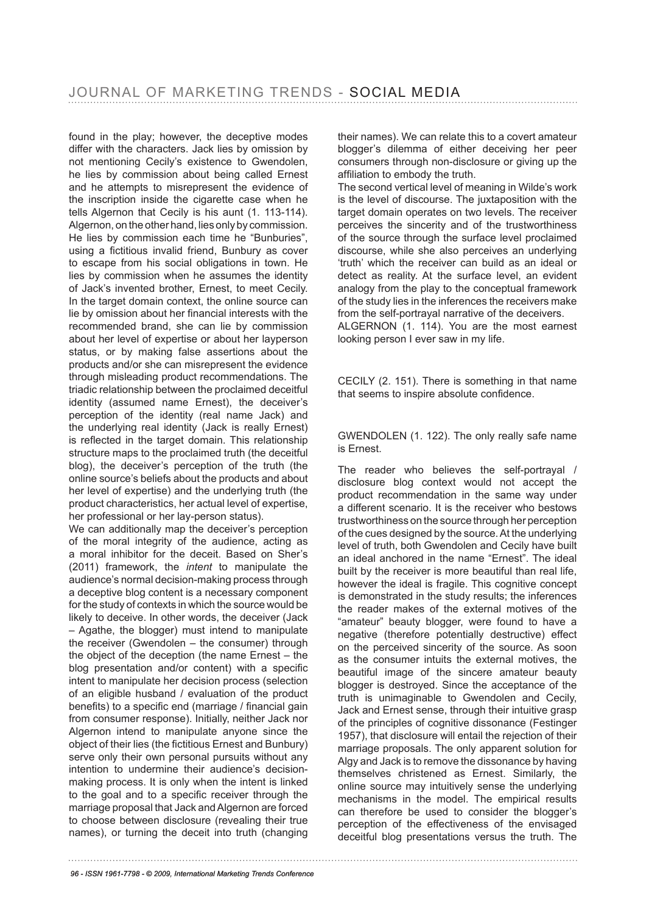found in the play; however, the deceptive modes differ with the characters. Jack lies by omission by not mentioning Cecily's existence to Gwendolen, he lies by commission about being called Ernest and he attempts to misrepresent the evidence of the inscription inside the cigarette case when he tells Algernon that Cecily is his aunt (1. 113-114). Algernon, on the other hand, lies only by commission. He lies by commission each time he "Bunburies", using a fictitious invalid friend, Bunbury as cover to escape from his social obligations in town. He lies by commission when he assumes the identity of Jack's invented brother, Ernest, to meet Cecily. In the target domain context, the online source can lie by omission about her financial interests with the recommended brand, she can lie by commission about her level of expertise or about her layperson status, or by making false assertions about the products and/or she can misrepresent the evidence through misleading product recommendations. The triadic relationship between the proclaimed deceitful identity (assumed name Ernest), the deceiver's perception of the identity (real name Jack) and the underlying real identity (Jack is really Ernest) is reflected in the target domain. This relationship structure maps to the proclaimed truth (the deceitful blog), the deceiver's perception of the truth (the online source's beliefs about the products and about her level of expertise) and the underlying truth (the product characteristics, her actual level of expertise, her professional or her lay-person status).

We can additionally map the deceiver's perception of the moral integrity of the audience, acting as a moral inhibitor for the deceit. Based on Sher's (2011) framework, the *intent* to manipulate the audience's normal decision-making process through a deceptive blog content is a necessary component for the study of contexts in which the source would be likely to deceive. In other words, the deceiver (Jack – Agathe, the blogger) must intend to manipulate the receiver (Gwendolen – the consumer) through the object of the deception (the name Ernest – the blog presentation and/or content) with a specific intent to manipulate her decision process (selection of an eligible husband / evaluation of the product benefits) to a specific end (marriage / financial gain from consumer response). Initially, neither Jack nor Algernon intend to manipulate anyone since the object of their lies (the fictitious Ernest and Bunbury) serve only their own personal pursuits without any intention to undermine their audience's decision-making process. It is only when the intent is linked to the goal and to a specific receiver through the marriage proposal that Jack and Algernon are forced to choose between disclosure (revealing their true names), or turning the deceit into truth (changing their names). We can relate this to a covert amateur blogger's dilemma of either deceiving her peer consumers through non-disclosure or giving up the affiliation to embody the truth.

The second vertical level of meaning in Wilde's work is the level of discourse. The juxtaposition with the target domain operates on two levels. The receiver perceives the sincerity and of the trustworthiness of the source through the surface level proclaimed discourse, while she also perceives an underlying 'truth' which the receiver can build as an ideal or detect as reality. At the surface level, an evident analogy from the play to the conceptual framework of the study lies in the inferences the receivers make from the self-portrayal narrative of the deceivers.

ALGERNON (1. 114). You are the most earnest looking person I ever saw in my life.

CECILY (2. 151). There is something in that name that seems to inspire absolute confidence.

GWENDOLEN (1. 122). The only really safe name is Ernest.

The reader who believes the self-portrayal / disclosure blog context would not accept the product recommendation in the same way under a different scenario. It is the receiver who bestows trustworthiness on the source through her perception of the cues designed by the source. At the underlying level of truth, both Gwendolen and Cecily have built an ideal anchored in the name "Ernest". The ideal built by the receiver is more beautiful than real life, however the ideal is fragile. This cognitive concept is demonstrated in the study results; the inferences the reader makes of the external motives of the "amateur" beauty blogger, were found to have a negative (therefore potentially destructive) effect on the perceived sincerity of the source. As soon as the consumer intuits the external motives, the beautiful image of the sincere amateur beauty blogger is destroyed. Since the acceptance of the truth is unimaginable to Gwendolen and Cecily, Jack and Ernest sense, through their intuitive grasp of the principles of cognitive dissonance (Festinger 1957), that disclosure will entail the rejection of their marriage proposals. The only apparent solution for Algy and Jack is to remove the dissonance by having themselves christened as Ernest. Similarly, the online source may intuitively sense the underlying mechanisms in the model. The empirical results can therefore be used to consider the blogger's perception of the effectiveness of the envisaged deceitful blog presentations versus the truth. The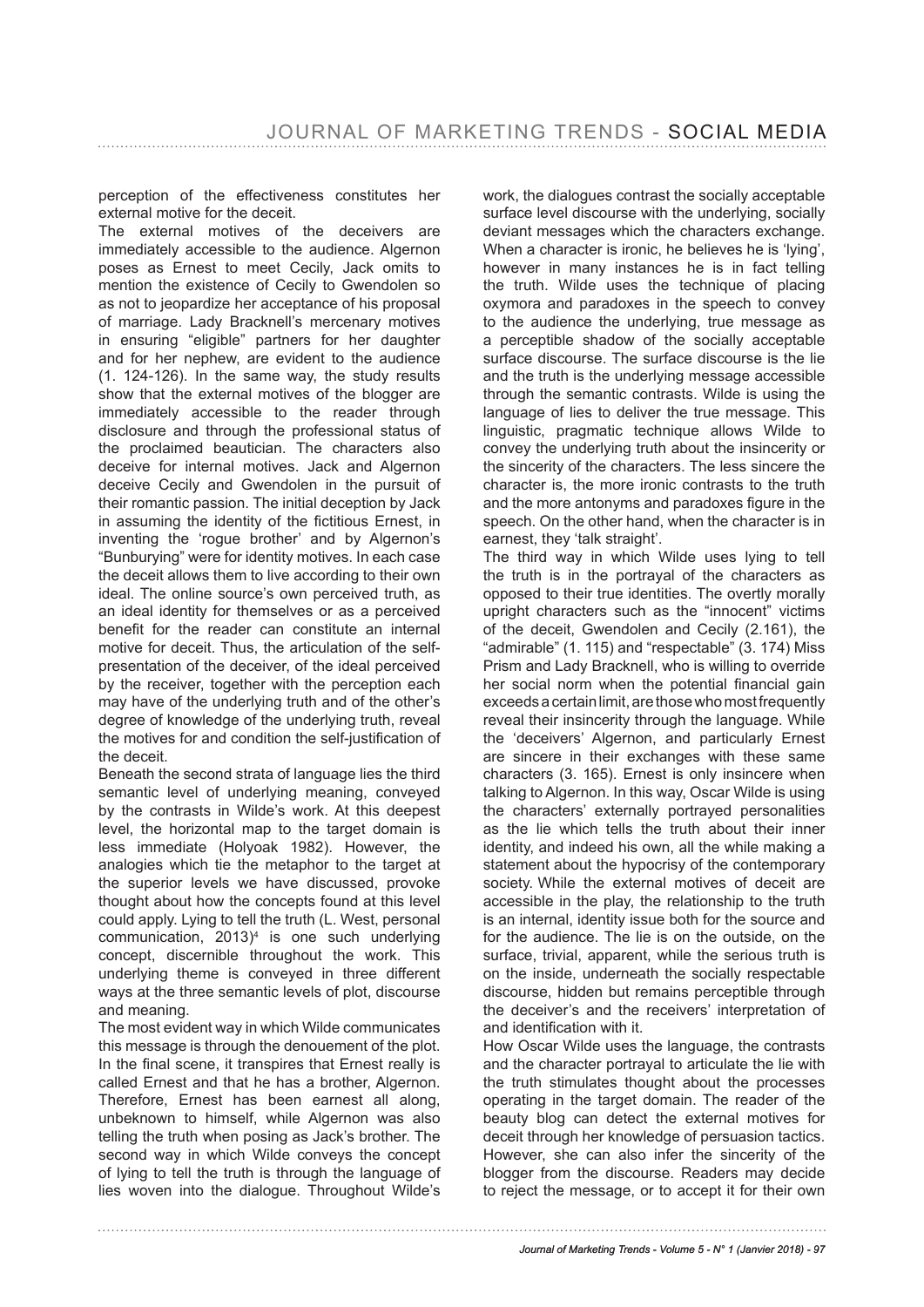perception of the effectiveness constitutes her external motive for the deceit.

The external motives of the deceivers are immediately accessible to the audience. Algernon poses as Ernest to meet Cecily, Jack omits to mention the existence of Cecily to Gwendolen so as not to jeopardize her acceptance of his proposal of marriage. Lady Bracknell's mercenary motives in ensuring "eligible" partners for her daughter and for her nephew, are evident to the audience (1. 124-126). In the same way, the study results show that the external motives of the blogger are immediately accessible to the reader through disclosure and through the professional status of the proclaimed beautician. The characters also deceive for internal motives. Jack and Algernon deceive Cecily and Gwendolen in the pursuit of their romantic passion. The initial deception by Jack in assuming the identity of the fictitious Ernest, in inventing the 'rogue brother' and by Algernon's "Bunburying" were for identity motives. In each case the deceit allows them to live according to their own ideal. The online source's own perceived truth, as an ideal identity for themselves or as a perceived benefit for the reader can constitute an internal motive for deceit. Thus, the articulation of the self-presentation of the deceiver, of the ideal perceived by the receiver, together with the perception each may have of the underlying truth and of the other's degree of knowledge of the underlying truth, reveal the motives for and condition the self-justification of the deceit.

Beneath the second strata of language lies the third semantic level of underlying meaning, conveyed by the contrasts in Wilde's work. At this deepest level, the horizontal map to the target domain is less immediate (Holyoak 1982). However, the analogies which tie the metaphor to the target at the superior levels we have discussed, provoke thought about how the concepts found at this level could apply. Lying to tell the truth (L. West, personal communication, 2013)[4] is one such underlying concept, discernible throughout the work. This underlying theme is conveyed in three different ways at the three semantic levels of plot, discourse and meaning.

The most evident way in which Wilde communicates this message is through the denouement of the plot. In the final scene, it transpires that Ernest really is called Ernest and that he has a brother, Algernon. Therefore, Ernest has been earnest all along, unbeknown to himself, while Algernon was also telling the truth when posing as Jack's brother. The second way in which Wilde conveys the concept of lying to tell the truth is through the language of lies woven into the dialogue. Throughout Wilde's work, the dialogues contrast the socially acceptable surface level discourse with the underlying, socially deviant messages which the characters exchange. When a character is ironic, he believes he is 'lying', however in many instances he is in fact telling the truth. Wilde uses the technique of placing oxymora and paradoxes in the speech to convey to the audience the underlying, true message as a perceptible shadow of the socially acceptable surface discourse. The surface discourse is the lie and the truth is the underlying message accessible through the semantic contrasts. Wilde is using the language of lies to deliver the true message. This linguistic, pragmatic technique allows Wilde to convey the underlying truth about the insincerity or the sincerity of the characters. The less sincere the character is, the more ironic contrasts to the truth and the more antonyms and paradoxes figure in the speech. On the other hand, when the character is in earnest, they 'talk straight'.

The third way in which Wilde uses lying to tell the truth is in the portrayal of the characters as opposed to their true identities. The overtly morally upright characters such as the "innocent" victims of the deceit, Gwendolen and Cecily (2.161), the "admirable" (1. 115) and "respectable" (3. 174) Miss Prism and Lady Bracknell, who is willing to override her social norm when the potential financial gain exceeds a certain limit, are those who most frequently reveal their insincerity through the language. While the 'deceivers' Algernon, and particularly Ernest are sincere in their exchanges with these same characters (3. 165). Ernest is only insincere when talking to Algernon. In this way, Oscar Wilde is using the characters' externally portrayed personalities as the lie which tells the truth about their inner identity, and indeed his own, all the while making a statement about the hypocrisy of the contemporary society. While the external motives of deceit are accessible in the play, the relationship to the truth is an internal, identity issue both for the source and for the audience. The lie is on the outside, on the surface, trivial, apparent, while the serious truth is on the inside, underneath the socially respectable discourse, hidden but remains perceptible through the deceiver's and the receivers' interpretation of and identification with it.

How Oscar Wilde uses the language, the contrasts and the character portrayal to articulate the lie with the truth stimulates thought about the processes operating in the target domain. The reader of the beauty blog can detect the external motives for deceit through her knowledge of persuasion tactics. However, she can also infer the sincerity of the blogger from the discourse. Readers may decide to reject the message, or to accept it for their own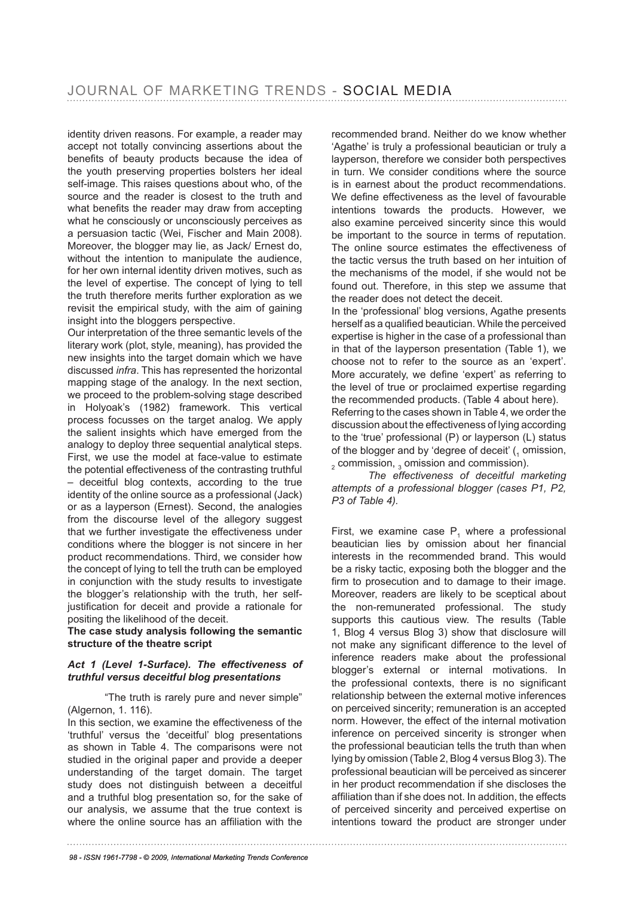identity driven reasons. For example, a reader may accept not totally convincing assertions about the benefits of beauty products because the idea of the youth preserving properties bolsters her ideal self-image. This raises questions about who, of the source and the reader is closest to the truth and what benefits the reader may draw from accepting what he consciously or unconsciously perceives as a persuasion tactic (Wei, Fischer and Main 2008). Moreover, the blogger may lie, as Jack/ Ernest do, without the intention to manipulate the audience, for her own internal identity driven motives, such as the level of expertise. The concept of lying to tell the truth therefore merits further exploration as we revisit the empirical study, with the aim of gaining insight into the bloggers perspective.

Our interpretation of the three semantic levels of the literary work (plot, style, meaning), has provided the new insights into the target domain which we have discussed *infra*. This has represented the horizontal mapping stage of the analogy. In the next section, we proceed to the problem-solving stage described in Holyoak's (1982) framework. This vertical process focusses on the target analog. We apply the salient insights which have emerged from the analogy to deploy three sequential analytical steps. First, we use the model at face-value to estimate the potential effectiveness of the contrasting truthful – deceitful blog contexts, according to the true identity of the online source as a professional (Jack) or as a layperson (Ernest). Second, the analogies from the discourse level of the allegory suggest that we further investigate the effectiveness under conditions where the blogger is not sincere in her product recommendations. Third, we consider how the concept of lying to tell the truth can be employed in conjunction with the study results to investigate the blogger's relationship with the truth, her self-justification for deceit and provide a rationale for positing the likelihood of the deceit.

**The case study analysis following the semantic structure of the theatre script**

***Act 1 (Level 1-Surface). The effectiveness of truthful versus deceitful blog presentations***

"The truth is rarely pure and never simple" (Algernon, 1. 116).

In this section, we examine the effectiveness of the 'truthful' versus the 'deceitful' blog presentations as shown in Table 4. The comparisons were not studied in the original paper and provide a deeper understanding of the target domain. The target study does not distinguish between a deceitful and a truthful blog presentation so, for the sake of our analysis, we assume that the true context is where the online source has an affiliation with the recommended brand. Neither do we know whether 'Agathe' is truly a professional beautician or truly a layperson, therefore we consider both perspectives in turn. We consider conditions where the source is in earnest about the product recommendations. We define effectiveness as the level of favourable intentions towards the products. However, we also examine perceived sincerity since this would be important to the source in terms of reputation. The online source estimates the effectiveness of the tactic versus the truth based on her intuition of the mechanisms of the model, if she would not be found out. Therefore, in this step we assume that the reader does not detect the deceit.

In the 'professional' blog versions, Agathe presents herself as a qualified beautician. While the perceived expertise is higher in the case of a professional than in that of the layperson presentation (Table 1), we choose not to refer to the source as an 'expert'. More accurately, we define 'expert' as referring to the level of true or proclaimed expertise regarding the recommended products. (Table 4 about here).

Referring to the cases shown in Table 4, we order the discussion about the effectiveness of lying according to the 'true' professional (P) or layperson (L) status of the blogger and by 'degree of deceit' ($_1$ omission, $_2$ commission, $_3$ omission and commission).

*The effectiveness of deceitful marketing attempts of a professional blogger (cases P1, P2, P3 of Table 4).*

First, we examine case $P_1$ where a professional beautician lies by omission about her financial interests in the recommended brand. This would be a risky tactic, exposing both the blogger and the firm to prosecution and to damage to their image. Moreover, readers are likely to be sceptical about the non-remunerated professional. The study supports this cautious view. The results (Table 1, Blog 4 versus Blog 3) show that disclosure will not make any significant difference to the level of inference readers make about the professional blogger's external or internal motivations. In the professional contexts, there is no significant relationship between the external motive inferences on perceived sincerity; remuneration is an accepted norm. However, the effect of the internal motivation inference on perceived sincerity is stronger when the professional beautician tells the truth than when lying by omission (Table 2, Blog 4 versus Blog 3). The professional beautician will be perceived as sincerer in her product recommendation if she discloses the affiliation than if she does not. In addition, the effects of perceived sincerity and perceived expertise on intentions toward the product are stronger under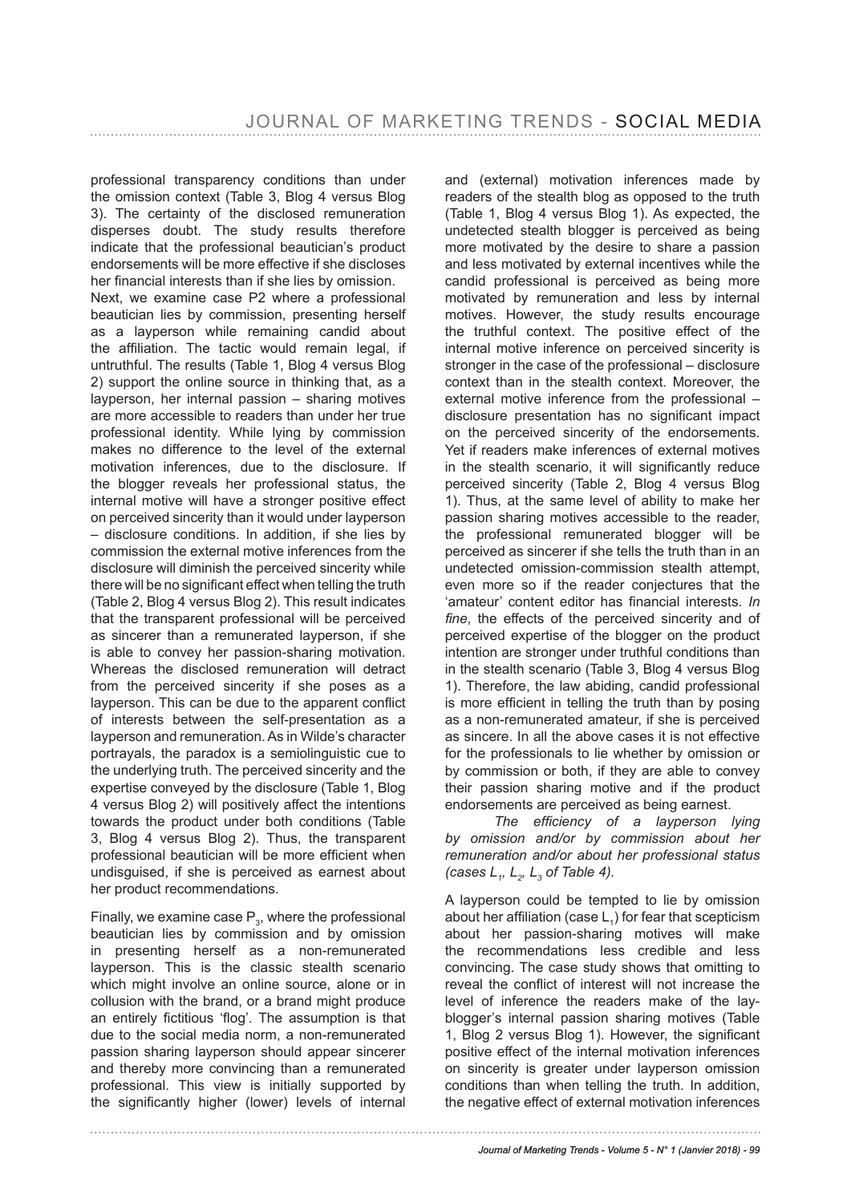professional transparency conditions than under the omission context (Table 3, Blog 4 versus Blog 3). The certainty of the disclosed remuneration disperses doubt. The study results therefore indicate that the professional beautician's product endorsements will be more effective if she discloses her financial interests than if she lies by omission.

Next, we examine case P2 where a professional beautician lies by commission, presenting herself as a layperson while remaining candid about the affiliation. The tactic would remain legal, if untruthful. The results (Table 1, Blog 4 versus Blog 2) support the online source in thinking that, as a layperson, her internal passion – sharing motives are more accessible to readers than under her true professional identity. While lying by commission makes no difference to the level of the external motivation inferences, due to the disclosure. If the blogger reveals her professional status, the internal motive will have a stronger positive effect on perceived sincerity than it would under layperson – disclosure conditions. In addition, if she lies by commission the external motive inferences from the disclosure will diminish the perceived sincerity while there will be no significant effect when telling the truth (Table 2, Blog 4 versus Blog 2). This result indicates that the transparent professional will be perceived as sincerer than a remunerated layperson, if she is able to convey her passion-sharing motivation. Whereas the disclosed remuneration will detract from the perceived sincerity if she poses as a layperson. This can be due to the apparent conflict of interests between the self-presentation as a layperson and remuneration. As in Wilde's character portrayals, the paradox is a semiolinguistic cue to the underlying truth. The perceived sincerity and the expertise conveyed by the disclosure (Table 1, Blog 4 versus Blog 2) will positively affect the intentions towards the product under both conditions (Table 3, Blog 4 versus Blog 2). Thus, the transparent professional beautician will be more efficient when undisguised, if she is perceived as earnest about her product recommendations.

Finally, we examine case $P_3$, where the professional beautician lies by commission and by omission in presenting herself as a non-remunerated layperson. This is the classic stealth scenario which might involve an online source, alone or in collusion with the brand, or a brand might produce an entirely fictitious 'flog'. The assumption is that due to the social media norm, a non-remunerated passion sharing layperson should appear sincerer and thereby more convincing than a remunerated professional. This view is initially supported by the significantly higher (lower) levels of internal and (external) motivation inferences made by readers of the stealth blog as opposed to the truth (Table 1, Blog 4 versus Blog 1). As expected, the undetected stealth blogger is perceived as being more motivated by the desire to share a passion and less motivated by external incentives while the candid professional is perceived as being more motivated by remuneration and less by internal motives. However, the study results encourage the truthful context. The positive effect of the internal motive inference on perceived sincerity is stronger in the case of the professional – disclosure context than in the stealth context. Moreover, the external motive inference from the professional – disclosure presentation has no significant impact on the perceived sincerity of the endorsements. Yet if readers make inferences of external motives in the stealth scenario, it will significantly reduce perceived sincerity (Table 2, Blog 4 versus Blog 1). Thus, at the same level of ability to make her passion sharing motives accessible to the reader, the professional remunerated blogger will be perceived as sincerer if she tells the truth than in an undetected omission-commission stealth attempt, even more so if the reader conjectures that the 'amateur' content editor has financial interests. *In fine*, the effects of the perceived sincerity and of perceived expertise of the blogger on the product intention are stronger under truthful conditions than in the stealth scenario (Table 3, Blog 4 versus Blog 1). Therefore, the law abiding, candid professional is more efficient in telling the truth than by posing as a non-remunerated amateur, if she is perceived as sincere. In all the above cases it is not effective for the professionals to lie whether by omission or by commission or both, if they are able to convey their passion sharing motive and if the product endorsements are perceived as being earnest.

*The efficiency of a layperson lying by omission and/or by commission about her remuneration and/or about her professional status (cases $L_1$, $L_2$, $L_3$ of Table 4).*

A layperson could be tempted to lie by omission about her affiliation (case $L_1$) for fear that scepticism about her passion-sharing motives will make the recommendations less credible and less convincing. The case study shows that omitting to reveal the conflict of interest will not increase the level of inference the readers make of the lay-blogger's internal passion sharing motives (Table 1, Blog 2 versus Blog 1). However, the significant positive effect of the internal motivation inferences on sincerity is greater under layperson omission conditions than when telling the truth. In addition, the negative effect of external motivation inferences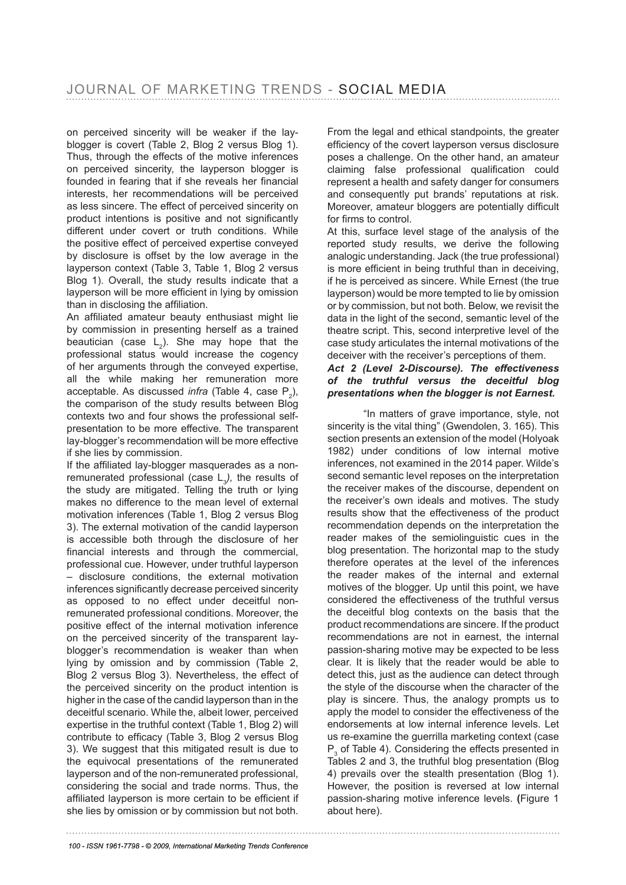on perceived sincerity will be weaker if the lay-blogger is covert (Table 2, Blog 2 versus Blog 1). Thus, through the effects of the motive inferences on perceived sincerity, the layperson blogger is founded in fearing that if she reveals her financial interests, her recommendations will be perceived as less sincere. The effect of perceived sincerity on product intentions is positive and not significantly different under covert or truth conditions. While the positive effect of perceived expertise conveyed by disclosure is offset by the low average in the layperson context (Table 3, Table 1, Blog 2 versus Blog 1). Overall, the study results indicate that a layperson will be more efficient in lying by omission than in disclosing the affiliation.

An affiliated amateur beauty enthusiast might lie by commission in presenting herself as a trained beautician (case $L_2$). She may hope that the professional status would increase the cogency of her arguments through the conveyed expertise, all the while making her remuneration more acceptable. As discussed *infra* (Table 4, case $P_2$), the comparison of the study results between Blog contexts two and four shows the professional self-presentation to be more effective*.* The transparent lay-blogger's recommendation will be more effective if she lies by commission.

If the affiliated lay-blogger masquerades as a non-remunerated professional (case $L_3$*)*, the results of the study are mitigated. Telling the truth or lying makes no difference to the mean level of external motivation inferences (Table 1, Blog 2 versus Blog 3). The external motivation of the candid layperson is accessible both through the disclosure of her financial interests and through the commercial, professional cue. However, under truthful layperson – disclosure conditions, the external motivation inferences significantly decrease perceived sincerity as opposed to no effect under deceitful non-remunerated professional conditions. Moreover, the positive effect of the internal motivation inference on the perceived sincerity of the transparent lay-blogger's recommendation is weaker than when lying by omission and by commission (Table 2, Blog 2 versus Blog 3). Nevertheless, the effect of the perceived sincerity on the product intention is higher in the case of the candid layperson than in the deceitful scenario. While the, albeit lower, perceived expertise in the truthful context (Table 1, Blog 2) will contribute to efficacy (Table 3, Blog 2 versus Blog 3). We suggest that this mitigated result is due to the equivocal presentations of the remunerated layperson and of the non-remunerated professional, considering the social and trade norms. Thus, the affiliated layperson is more certain to be efficient if she lies by omission or by commission but not both.

From the legal and ethical standpoints, the greater efficiency of the covert layperson versus disclosure poses a challenge. On the other hand, an amateur claiming false professional qualification could represent a health and safety danger for consumers and consequently put brands' reputations at risk. Moreover, amateur bloggers are potentially difficult for firms to control.

At this, surface level stage of the analysis of the reported study results, we derive the following analogic understanding. Jack (the true professional) is more efficient in being truthful than in deceiving, if he is perceived as sincere. While Ernest (the true layperson) would be more tempted to lie by omission or by commission, but not both. Below, we revisit the data in the light of the second, semantic level of the theatre script. This, second interpretive level of the case study articulates the internal motivations of the deceiver with the receiver's perceptions of them.

***Act 2 (Level 2-Discourse). The effectiveness of the truthful versus the deceitful blog presentations when the blogger is not Earnest.***

"In matters of grave importance, style, not sincerity is the vital thing" (Gwendolen, 3. 165). This section presents an extension of the model (Holyoak 1982) under conditions of low internal motive inferences, not examined in the 2014 paper. Wilde's second semantic level reposes on the interpretation the receiver makes of the discourse, dependent on the receiver's own ideals and motives. The study results show that the effectiveness of the product recommendation depends on the interpretation the reader makes of the semiolinguistic cues in the blog presentation. The horizontal map to the study therefore operates at the level of the inferences the reader makes of the internal and external motives of the blogger. Up until this point, we have considered the effectiveness of the truthful versus the deceitful blog contexts on the basis that the product recommendations are sincere. If the product recommendations are not in earnest, the internal passion-sharing motive may be expected to be less clear. It is likely that the reader would be able to detect this, just as the audience can detect through the style of the discourse when the character of the play is sincere. Thus, the analogy prompts us to apply the model to consider the effectiveness of the endorsements at low internal inference levels. Let us re-examine the guerrilla marketing context (case $P_3$ of Table 4). Considering the effects presented in Tables 2 and 3, the truthful blog presentation (Blog 4) prevails over the stealth presentation (Blog 1). However, the position is reversed at low internal passion-sharing motive inference levels. **(**Figure 1 about here).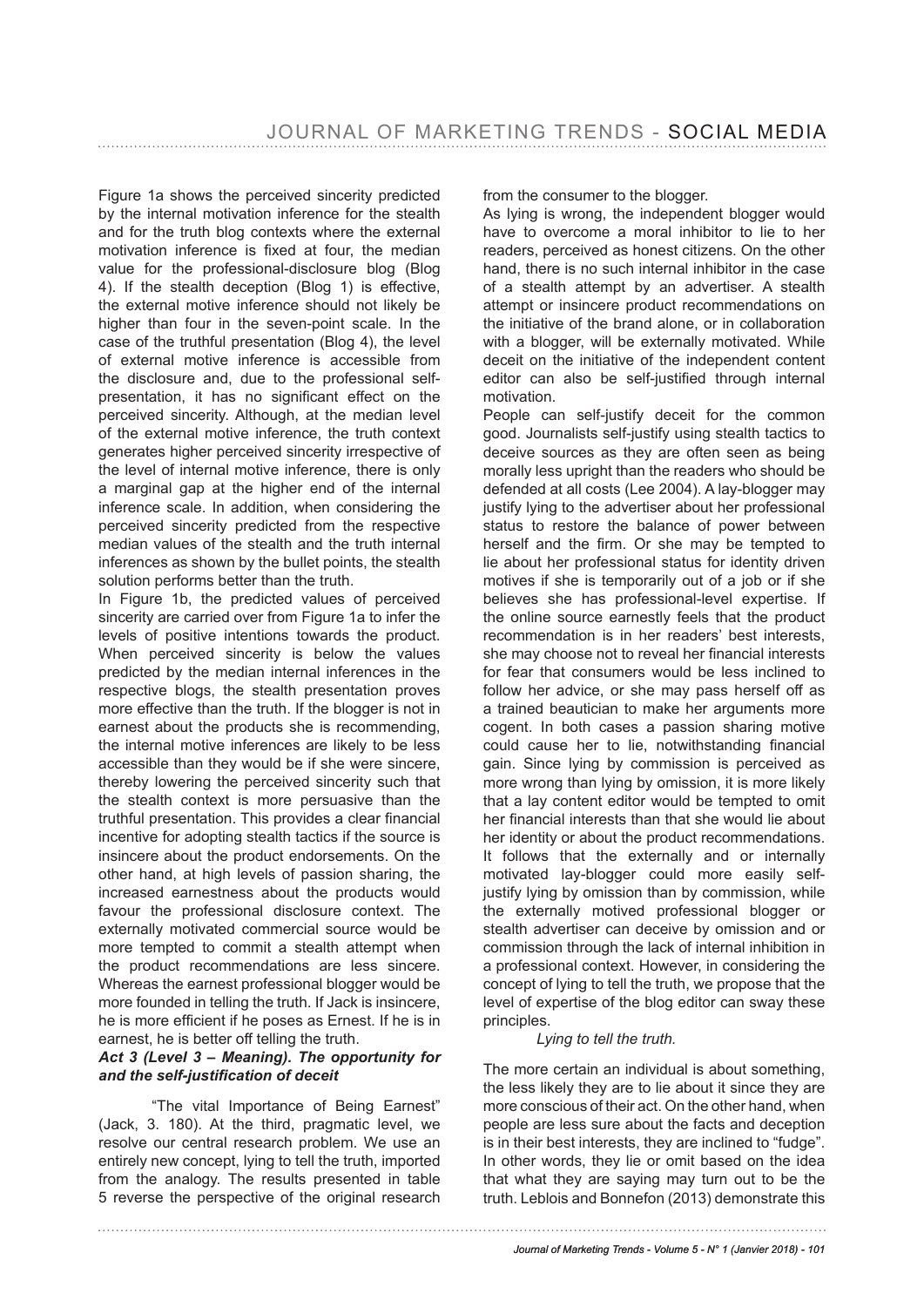Figure 1a shows the perceived sincerity predicted by the internal motivation inference for the stealth and for the truth blog contexts where the external motivation inference is fixed at four, the median value for the professional-disclosure blog (Blog 4). If the stealth deception (Blog 1) is effective, the external motive inference should not likely be higher than four in the seven-point scale. In the case of the truthful presentation (Blog 4), the level of external motive inference is accessible from the disclosure and, due to the professional self-presentation, it has no significant effect on the perceived sincerity. Although, at the median level of the external motive inference, the truth context generates higher perceived sincerity irrespective of the level of internal motive inference, there is only a marginal gap at the higher end of the internal inference scale. In addition, when considering the perceived sincerity predicted from the respective median values of the stealth and the truth internal inferences as shown by the bullet points, the stealth solution performs better than the truth.

In Figure 1b, the predicted values of perceived sincerity are carried over from Figure 1a to infer the levels of positive intentions towards the product. When perceived sincerity is below the values predicted by the median internal inferences in the respective blogs, the stealth presentation proves more effective than the truth. If the blogger is not in earnest about the products she is recommending, the internal motive inferences are likely to be less accessible than they would be if she were sincere, thereby lowering the perceived sincerity such that the stealth context is more persuasive than the truthful presentation. This provides a clear financial incentive for adopting stealth tactics if the source is insincere about the product endorsements. On the other hand, at high levels of passion sharing, the increased earnestness about the products would favour the professional disclosure context. The externally motivated commercial source would be more tempted to commit a stealth attempt when the product recommendations are less sincere. Whereas the earnest professional blogger would be more founded in telling the truth. If Jack is insincere, he is more efficient if he poses as Ernest. If he is in earnest, he is better off telling the truth.

### *Act 3 (Level 3 – Meaning). The opportunity for and the self-justification of deceit*

"The vital Importance of Being Earnest" (Jack, 3. 180). At the third, pragmatic level, we resolve our central research problem. We use an entirely new concept, lying to tell the truth, imported from the analogy. The results presented in table 5 reverse the perspective of the original research from the consumer to the blogger.

As lying is wrong, the independent blogger would have to overcome a moral inhibitor to lie to her readers, perceived as honest citizens. On the other hand, there is no such internal inhibitor in the case of a stealth attempt by an advertiser. A stealth attempt or insincere product recommendations on the initiative of the brand alone, or in collaboration with a blogger, will be externally motivated. While deceit on the initiative of the independent content editor can also be self-justified through internal motivation.

People can self-justify deceit for the common good. Journalists self-justify using stealth tactics to deceive sources as they are often seen as being morally less upright than the readers who should be defended at all costs (Lee 2004). A lay-blogger may justify lying to the advertiser about her professional status to restore the balance of power between herself and the firm. Or she may be tempted to lie about her professional status for identity driven motives if she is temporarily out of a job or if she believes she has professional-level expertise. If the online source earnestly feels that the product recommendation is in her readers' best interests, she may choose not to reveal her financial interests for fear that consumers would be less inclined to follow her advice, or she may pass herself off as a trained beautician to make her arguments more cogent. In both cases a passion sharing motive could cause her to lie, notwithstanding financial gain. Since lying by commission is perceived as more wrong than lying by omission, it is more likely that a lay content editor would be tempted to omit her financial interests than that she would lie about her identity or about the product recommendations. It follows that the externally and or internally motivated lay-blogger could more easily self-justify lying by omission than by commission, while the externally motived professional blogger or stealth advertiser can deceive by omission and or commission through the lack of internal inhibition in a professional context. However, in considering the concept of lying to tell the truth, we propose that the level of expertise of the blog editor can sway these principles.

*Lying to tell the truth.*

The more certain an individual is about something, the less likely they are to lie about it since they are more conscious of their act. On the other hand, when people are less sure about the facts and deception is in their best interests, they are inclined to "fudge". In other words, they lie or omit based on the idea that what they are saying may turn out to be the truth. Leblois and Bonnefon (2013) demonstrate this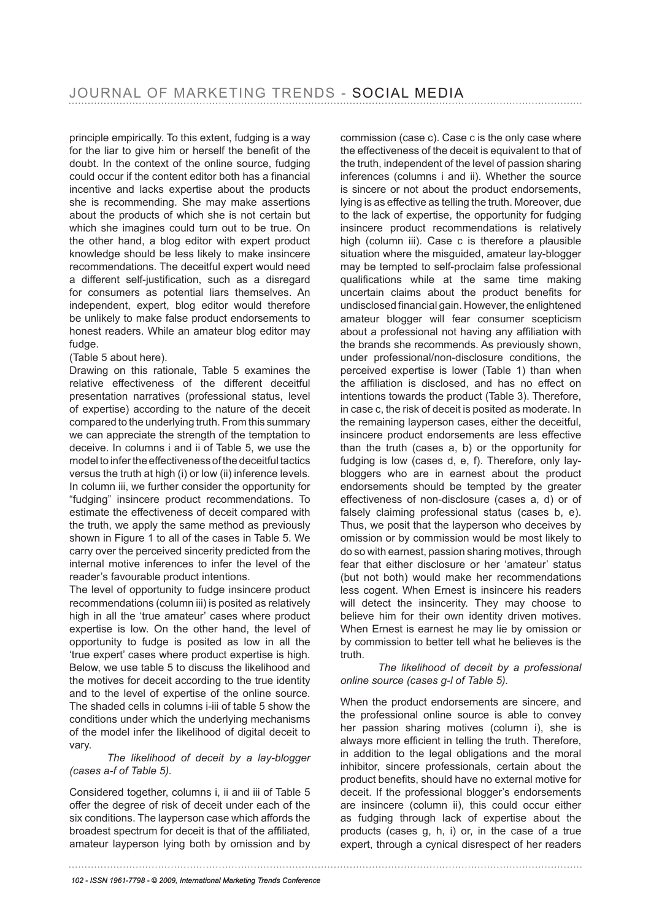principle empirically. To this extent, fudging is a way for the liar to give him or herself the benefit of the doubt. In the context of the online source, fudging could occur if the content editor both has a financial incentive and lacks expertise about the products she is recommending. She may make assertions about the products of which she is not certain but which she imagines could turn out to be true. On the other hand, a blog editor with expert product knowledge should be less likely to make insincere recommendations. The deceitful expert would need a different self-justification, such as a disregard for consumers as potential liars themselves. An independent, expert, blog editor would therefore be unlikely to make false product endorsements to honest readers. While an amateur blog editor may fudge.

(Table 5 about here).

Drawing on this rationale, Table 5 examines the relative effectiveness of the different deceitful presentation narratives (professional status, level of expertise) according to the nature of the deceit compared to the underlying truth. From this summary we can appreciate the strength of the temptation to deceive. In columns i and ii of Table 5, we use the model to infer the effectiveness of the deceitful tactics versus the truth at high (i) or low (ii) inference levels. In column iii, we further consider the opportunity for "fudging" insincere product recommendations. To estimate the effectiveness of deceit compared with the truth, we apply the same method as previously shown in Figure 1 to all of the cases in Table 5. We carry over the perceived sincerity predicted from the internal motive inferences to infer the level of the reader's favourable product intentions.

The level of opportunity to fudge insincere product recommendations (column iii) is posited as relatively high in all the 'true amateur' cases where product expertise is low. On the other hand, the level of opportunity to fudge is posited as low in all the 'true expert' cases where product expertise is high. Below, we use table 5 to discuss the likelihood and the motives for deceit according to the true identity and to the level of expertise of the online source. The shaded cells in columns i-iii of table 5 show the conditions under which the underlying mechanisms of the model infer the likelihood of digital deceit to vary.

*The likelihood of deceit by a lay-blogger (cases a-f of Table 5).*

Considered together, columns i, ii and iii of Table 5 offer the degree of risk of deceit under each of the six conditions. The layperson case which affords the broadest spectrum for deceit is that of the affiliated, amateur layperson lying both by omission and by commission (case c). Case c is the only case where the effectiveness of the deceit is equivalent to that of the truth, independent of the level of passion sharing inferences (columns i and ii). Whether the source is sincere or not about the product endorsements, lying is as effective as telling the truth. Moreover, due to the lack of expertise, the opportunity for fudging insincere product recommendations is relatively high (column iii). Case c is therefore a plausible situation where the misguided, amateur lay-blogger may be tempted to self-proclaim false professional qualifications while at the same time making uncertain claims about the product benefits for undisclosed financial gain. However, the enlightened amateur blogger will fear consumer scepticism about a professional not having any affiliation with the brands she recommends. As previously shown, under professional/non-disclosure conditions, the perceived expertise is lower (Table 1) than when the affiliation is disclosed, and has no effect on intentions towards the product (Table 3). Therefore, in case c, the risk of deceit is posited as moderate. In the remaining layperson cases, either the deceitful, insincere product endorsements are less effective than the truth (cases a, b) or the opportunity for fudging is low (cases d, e, f). Therefore, only lay-bloggers who are in earnest about the product endorsements should be tempted by the greater effectiveness of non-disclosure (cases a, d) or of falsely claiming professional status (cases b, e). Thus, we posit that the layperson who deceives by omission or by commission would be most likely to do so with earnest, passion sharing motives, through fear that either disclosure or her 'amateur' status (but not both) would make her recommendations less cogent. When Ernest is insincere his readers will detect the insincerity. They may choose to believe him for their own identity driven motives. When Ernest is earnest he may lie by omission or by commission to better tell what he believes is the truth.

*The likelihood of deceit by a professional online source (cases g-l of Table 5).*

When the product endorsements are sincere, and the professional online source is able to convey her passion sharing motives (column i), she is always more efficient in telling the truth. Therefore, in addition to the legal obligations and the moral inhibitor, sincere professionals, certain about the product benefits, should have no external motive for deceit. If the professional blogger's endorsements are insincere (column ii), this could occur either as fudging through lack of expertise about the products (cases g, h, i) or, in the case of a true expert, through a cynical disrespect of her readers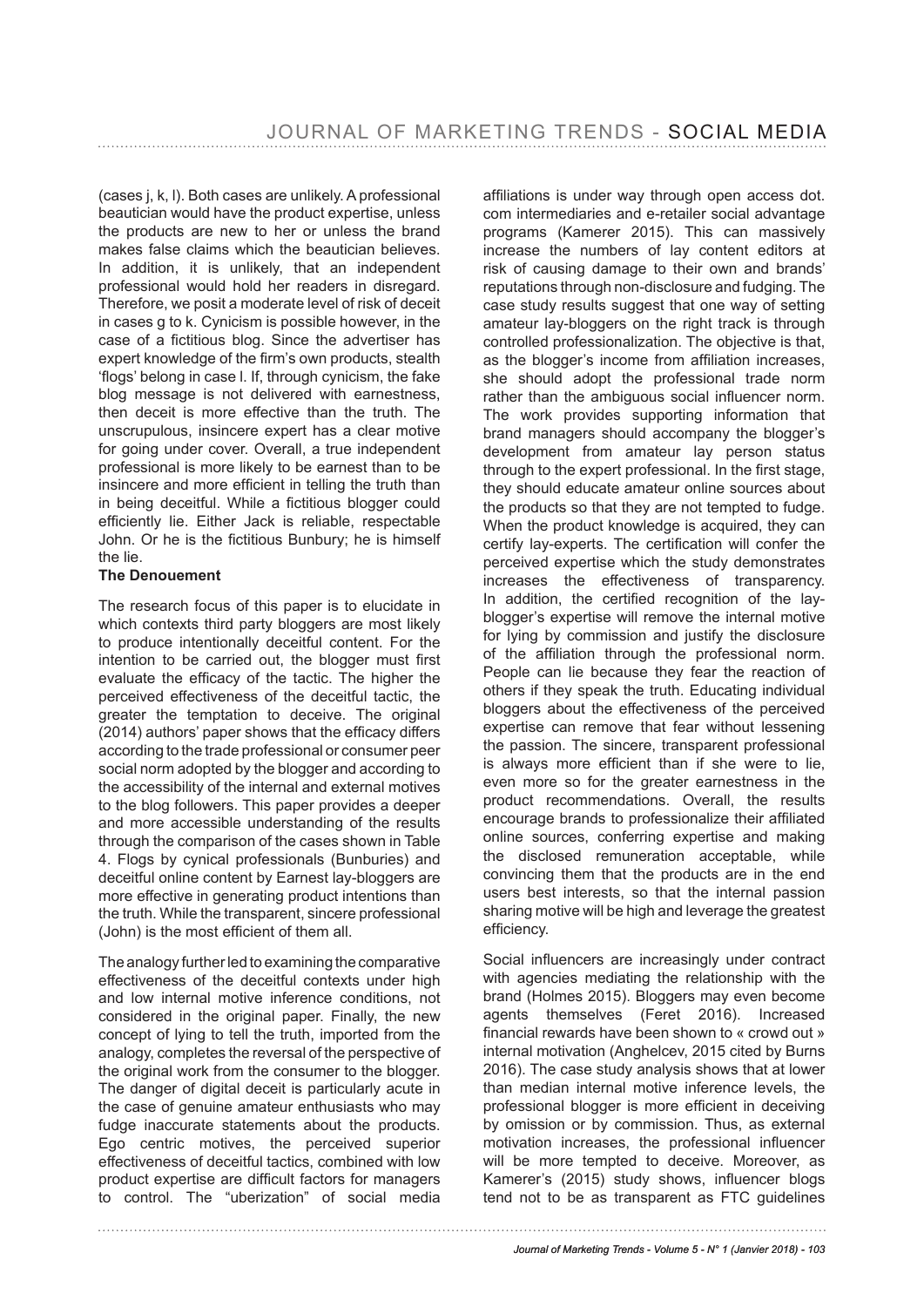(cases j, k, l). Both cases are unlikely. A professional beautician would have the product expertise, unless the products are new to her or unless the brand makes false claims which the beautician believes. In addition, it is unlikely, that an independent professional would hold her readers in disregard. Therefore, we posit a moderate level of risk of deceit in cases g to k. Cynicism is possible however, in the case of a fictitious blog. Since the advertiser has expert knowledge of the firm's own products, stealth 'flogs' belong in case l. If, through cynicism, the fake blog message is not delivered with earnestness, then deceit is more effective than the truth. The unscrupulous, insincere expert has a clear motive for going under cover. Overall, a true independent professional is more likely to be earnest than to be insincere and more efficient in telling the truth than in being deceitful. While a fictitious blogger could efficiently lie. Either Jack is reliable, respectable John. Or he is the fictitious Bunbury; he is himself the lie.

**The Denouement**

The research focus of this paper is to elucidate in which contexts third party bloggers are most likely to produce intentionally deceitful content. For the intention to be carried out, the blogger must first evaluate the efficacy of the tactic. The higher the perceived effectiveness of the deceitful tactic, the greater the temptation to deceive. The original (2014) authors' paper shows that the efficacy differs according to the trade professional or consumer peer social norm adopted by the blogger and according to the accessibility of the internal and external motives to the blog followers. This paper provides a deeper and more accessible understanding of the results through the comparison of the cases shown in Table 4. Flogs by cynical professionals (Bunburies) and deceitful online content by Earnest lay-bloggers are more effective in generating product intentions than the truth. While the transparent, sincere professional (John) is the most efficient of them all.

The analogy further led to examining the comparative effectiveness of the deceitful contexts under high and low internal motive inference conditions, not considered in the original paper. Finally, the new concept of lying to tell the truth, imported from the analogy, completes the reversal of the perspective of the original work from the consumer to the blogger. The danger of digital deceit is particularly acute in the case of genuine amateur enthusiasts who may fudge inaccurate statements about the products. Ego centric motives, the perceived superior effectiveness of deceitful tactics, combined with low product expertise are difficult factors for managers to control. The "uberization" of social media affiliations is under way through open access dot. com intermediaries and e-retailer social advantage programs (Kamerer 2015). This can massively increase the numbers of lay content editors at risk of causing damage to their own and brands' reputations through non-disclosure and fudging. The case study results suggest that one way of setting amateur lay-bloggers on the right track is through controlled professionalization. The objective is that, as the blogger's income from affiliation increases, she should adopt the professional trade norm rather than the ambiguous social influencer norm. The work provides supporting information that brand managers should accompany the blogger's development from amateur lay person status through to the expert professional. In the first stage, they should educate amateur online sources about the products so that they are not tempted to fudge. When the product knowledge is acquired, they can certify lay-experts. The certification will confer the perceived expertise which the study demonstrates increases the effectiveness of transparency. In addition, the certified recognition of the lay-blogger's expertise will remove the internal motive for lying by commission and justify the disclosure of the affiliation through the professional norm. People can lie because they fear the reaction of others if they speak the truth. Educating individual bloggers about the effectiveness of the perceived expertise can remove that fear without lessening the passion. The sincere, transparent professional is always more efficient than if she were to lie, even more so for the greater earnestness in the product recommendations. Overall, the results encourage brands to professionalize their affiliated online sources, conferring expertise and making the disclosed remuneration acceptable, while convincing them that the products are in the end users best interests, so that the internal passion sharing motive will be high and leverage the greatest efficiency.

Social influencers are increasingly under contract with agencies mediating the relationship with the brand (Holmes 2015). Bloggers may even become agents themselves (Feret 2016). Increased financial rewards have been shown to « crowd out » internal motivation (Anghelcev, 2015 cited by Burns 2016). The case study analysis shows that at lower than median internal motive inference levels, the professional blogger is more efficient in deceiving by omission or by commission. Thus, as external motivation increases, the professional influencer will be more tempted to deceive. Moreover, as Kamerer's (2015) study shows, influencer blogs tend not to be as transparent as FTC guidelines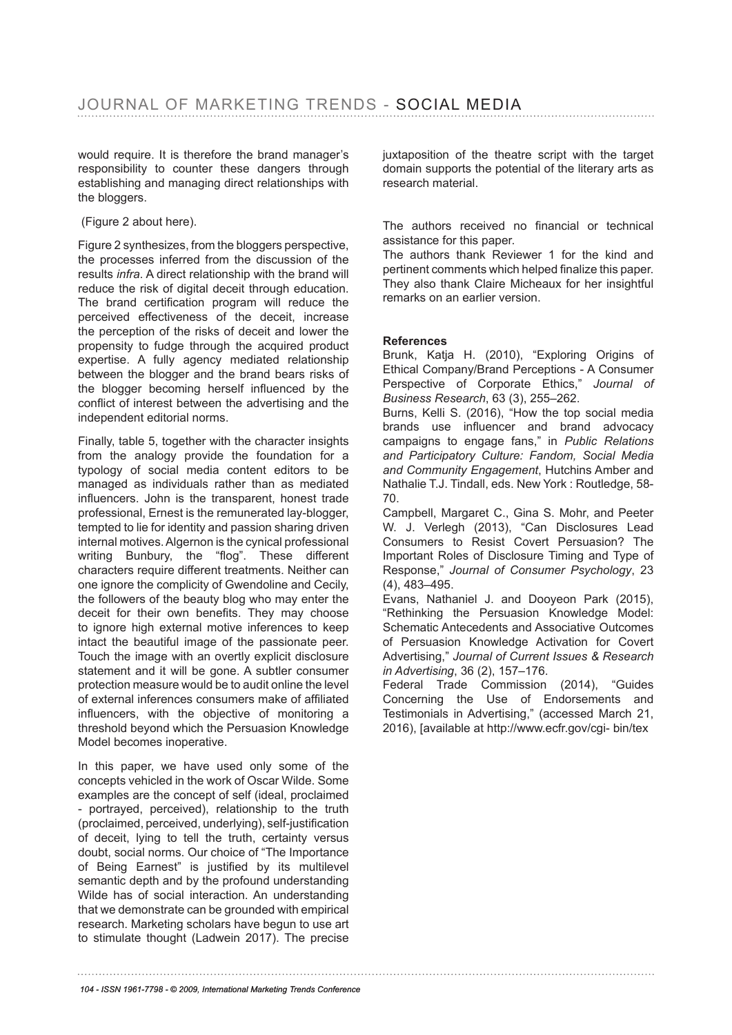would require. It is therefore the brand manager's responsibility to counter these dangers through establishing and managing direct relationships with the bloggers.

(Figure 2 about here).

Figure 2 synthesizes, from the bloggers perspective, the processes inferred from the discussion of the results *infra*. A direct relationship with the brand will reduce the risk of digital deceit through education. The brand certification program will reduce the perceived effectiveness of the deceit, increase the perception of the risks of deceit and lower the propensity to fudge through the acquired product expertise. A fully agency mediated relationship between the blogger and the brand bears risks of the blogger becoming herself influenced by the conflict of interest between the advertising and the independent editorial norms.

Finally, table 5, together with the character insights from the analogy provide the foundation for a typology of social media content editors to be managed as individuals rather than as mediated influencers. John is the transparent, honest trade professional, Ernest is the remunerated lay-blogger, tempted to lie for identity and passion sharing driven internal motives. Algernon is the cynical professional writing Bunbury, the "flog". These different characters require different treatments. Neither can one ignore the complicity of Gwendoline and Cecily, the followers of the beauty blog who may enter the deceit for their own benefits. They may choose to ignore high external motive inferences to keep intact the beautiful image of the passionate peer. Touch the image with an overtly explicit disclosure statement and it will be gone. A subtler consumer protection measure would be to audit online the level of external inferences consumers make of affiliated influencers, with the objective of monitoring a threshold beyond which the Persuasion Knowledge Model becomes inoperative.

In this paper, we have used only some of the concepts vehicled in the work of Oscar Wilde. Some examples are the concept of self (ideal, proclaimed - portrayed, perceived), relationship to the truth (proclaimed, perceived, underlying), self-justification of deceit, lying to tell the truth, certainty versus doubt, social norms. Our choice of "The Importance of Being Earnest" is justified by its multilevel semantic depth and by the profound understanding Wilde has of social interaction. An understanding that we demonstrate can be grounded with empirical research. Marketing scholars have begun to use art to stimulate thought (Ladwein 2017). The precise juxtaposition of the theatre script with the target domain supports the potential of the literary arts as research material.

The authors received no financial or technical assistance for this paper.

The authors thank Reviewer 1 for the kind and pertinent comments which helped finalize this paper. They also thank Claire Micheaux for her insightful remarks on an earlier version.

**References**

Brunk, Katja H. (2010), "Exploring Origins of Ethical Company/Brand Perceptions - A Consumer Perspective of Corporate Ethics," *Journal of Business Research*, 63 (3), 255–262.

Burns, Kelli S. (2016), "How the top social media brands use influencer and brand advocacy campaigns to engage fans," in *Public Relations and Participatory Culture: Fandom, Social Media and Community Engagement*, Hutchins Amber and Nathalie T.J. Tindall, eds. New York : Routledge, 58-70.

Campbell, Margaret C., Gina S. Mohr, and Peeter W. J. Verlegh (2013), "Can Disclosures Lead Consumers to Resist Covert Persuasion? The Important Roles of Disclosure Timing and Type of Response," *Journal of Consumer Psychology*, 23 (4), 483–495.

Evans, Nathaniel J. and Dooyeon Park (2015), "Rethinking the Persuasion Knowledge Model: Schematic Antecedents and Associative Outcomes of Persuasion Knowledge Activation for Covert Advertising," *Journal of Current Issues & Research in Advertising*, 36 (2), 157–176.

Federal Trade Commission (2014), "Guides Concerning the Use of Endorsements and Testimonials in Advertising," (accessed March 21, 2016), [available at http://www.ecfr.gov/cgi- bin/tex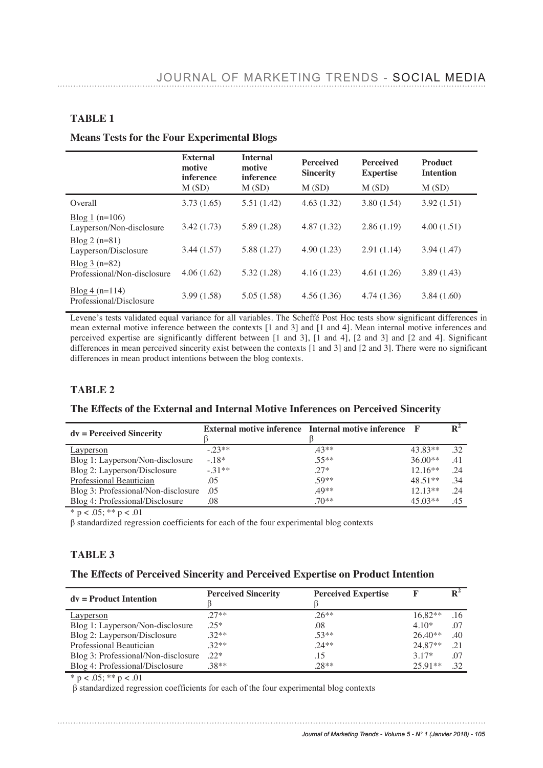## TABLE 1

### Means Tests for the Four Experimental Blogs

| | External motive inference M (SD) | Internal motive inference M (SD) | Perceived Sincerity M (SD) | Perceived Expertise M (SD) | Product Intention M (SD) |
|---|---|---|---|---|---|
| Overall | 3.73 (1.65) | 5.51 (1.42) | 4.63 (1.32) | 3.80 (1.54) | 3.92 (1.51) |
| Blog 1 (n=106) Layperson/Non-disclosure | 3.42 (1.73) | 5.89 (1.28) | 4.87 (1.32) | 2.86 (1.19) | 4.00 (1.51) |
| Blog 2 (n=81) Layperson/Disclosure | 3.44 (1.57) | 5.88 (1.27) | 4.90 (1.23) | 2.91 (1.14) | 3.94 (1.47) |
| Blog 3 (n=82) Professional/Non-disclosure | 4.06 (1.62) | 5.32 (1.28) | 4.16 (1.23) | 4.61 (1.26) | 3.89 (1.43) |
| Blog 4 (n=114) Professional/Disclosure | 3.99 (1.58) | 5.05 (1.58) | 4.56 (1.36) | 4.74 (1.36) | 3.84 (1.60) |

Levene's tests validated equal variance for all variables. The Scheffé Post Hoc tests show significant differences in mean external motive inference between the contexts [1 and 3] and [1 and 4]. Mean internal motive inferences and perceived expertise are significantly different between [1 and 3], [1 and 4], [2 and 3] and [2 and 4]. Significant differences in mean perceived sincerity exist between the contexts [1 and 3] and [2 and 3]. There were no significant differences in mean product intentions between the blog contexts.

## TABLE 2

### The Effects of the External and Internal Motive Inferences on Perceived Sincerity

| dv = Perceived Sincerity | External motive inference β | Internal motive inference β | F | $R^2$ |
|---|---|---|---|---|
| Layperson | -.23** | .43** | 43.83** | .32 |
| Blog 1: Layperson/Non-disclosure | -.18* | .55** | 36.00** | .41 |
| Blog 2: Layperson/Disclosure | -.31** | .27* | 12.16** | .24 |
| Professional Beautician | .05 | .59** | 48.51** | .34 |
| Blog 3: Professional/Non-disclosure | .05 | .49** | 12.13** | .24 |
| Blog 4: Professional/Disclosure | .08 | .70** | 45.03** | .45 |

* $p < .05$; ** $p < .01$

β standardized regression coefficients for each of the four experimental blog contexts

## TABLE 3

### The Effects of Perceived Sincerity and Perceived Expertise on Product Intention

| dv = Product Intention | Perceived Sincerity β | Perceived Expertise β | F | $R^2$ |
|---|---|---|---|---|
| Layperson | .27** | .26** | 16,82** | .16 |
| Blog 1: Layperson/Non-disclosure | .25* | .08 | 4.10* | .07 |
| Blog 2: Layperson/Disclosure | .32** | .53** | 26.40** | .40 |
| Professional Beautician | .32** | .24** | 24,87** | .21 |
| Blog 3: Professional/Non-disclosure | .22* | .15 | 3.17* | .07 |
| Blog 4: Professional/Disclosure | .38** | .28** | 25.91** | .32 |

* $p < .05$; ** $p < .01$

β standardized regression coefficients for each of the four experimental blog contexts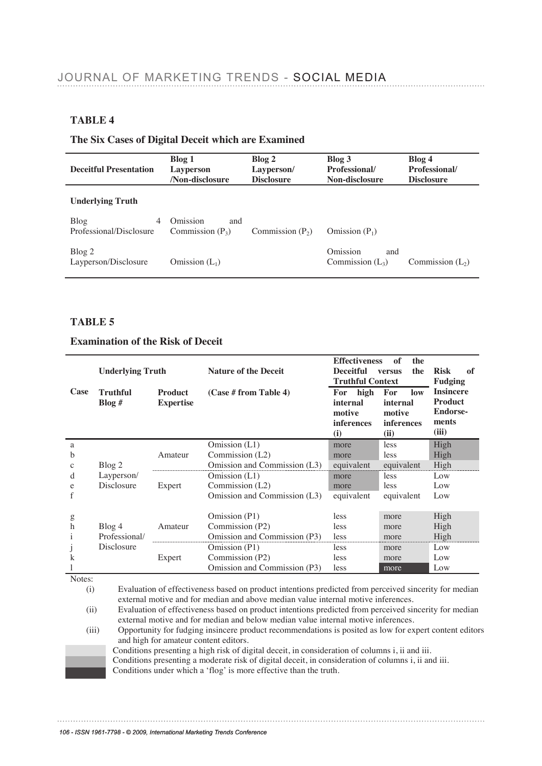## TABLE 4

### The Six Cases of Digital Deceit which are Examined

| Deceitful Presentation | Blog 1 Layperson /Non-disclosure | Blog 2 Layperson/ Disclosure | Blog 3 Professional/ Non-disclosure | Blog 4 Professional/ Disclosure |
|---|---|---|---|---|
| **Underlying Truth** | | | | |
| Blog 4 Professional/Disclosure | Omission and Commission ($P_3$) | Commission ($P_2$) | Omission ($P_1$) | |
| Blog 2 Layperson/Disclosure | Omission ($L_1$) | | Omission and Commission ($L_3$) | Commission ($L_2$) |

## TABLE 5

### Examination of the Risk of Deceit

| Case | Underlying Truth | | Nature of the Deceit | Effectiveness of the Deceitful versus the Truthful Context | | Risk of Fudging Insincere Product Endorse-ments (iii) |
|---|---|---|---|---|---|---|
| | Truthful Blog # | Product Expertise | (Case # from Table 4) | For high internal motive inferences (i) | For low internal motive inferences (ii) | |
| a | Blog 2 Layperson/ Disclosure | Amateur | Omission (L1) | more | less | High |
| b | | | Commission (L2) | more | less | High |
| c | | | Omission and Commission (L3) | equivalent | equivalent | High |
| d | | Expert | Omission (L1) | more | less | Low |
| e | | | Commission (L2) | more | less | Low |
| f | | | Omission and Commission (L3) | equivalent | equivalent | Low |
| g | Blog 4 Professional/ Disclosure | Amateur | Omission (P1) | less | more | High |
| h | | | Commission (P2) | less | more | High |
| i | | | Omission and Commission (P3) | less | more | High |
| j | | Expert | Omission (P1) | less | more | Low |
| k | | | Commission (P2) | less | more | Low |
| l | | | Omission and Commission (P3) | less | more | Low |

Notes:

(i) Evaluation of effectiveness based on product intentions predicted from perceived sincerity for median external motive and for median and above median value internal motive inferences.

(ii) Evaluation of effectiveness based on product intentions predicted from perceived sincerity for median external motive and for median and below median value internal motive inferences.

(iii) Opportunity for fudging insincere product recommendations is posited as low for expert content editors and high for amateur content editors.

Conditions presenting a high risk of digital deceit, in consideration of columns i, ii and iii.

Conditions presenting a moderate risk of digital deceit, in consideration of columns i, ii and iii.

Conditions under which a 'flog' is more effective than the truth.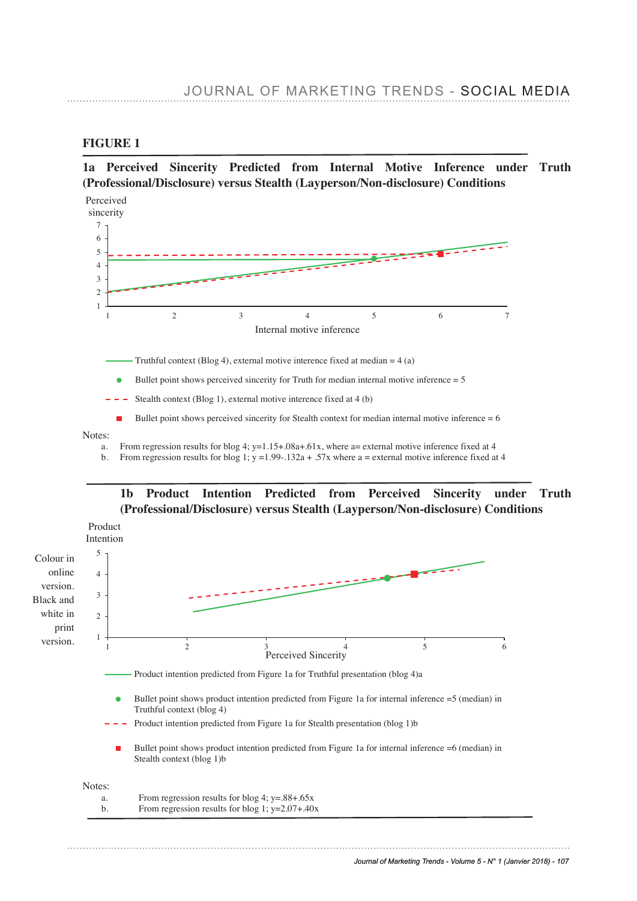**FIGURE 1**

**1a Perceived Sincerity Predicted from Internal Motive Inference under Truth (Professional/Disclosure) versus Stealth (Layperson/Non-disclosure) Conditions**

Perceived sincerity

Internal motive inference

Truthful context (Blog 4), external motive inference fixed at median = 4 (a)

Bullet point shows perceived sincerity for Truth for median internal motive inference = 5

Stealth context (Blog 1), external motive inference fixed at 4 (b)

Bullet point shows perceived sincerity for Stealth context for median internal motive inference = 6

Notes:

a. From regression results for blog 4; y=1.15+.08a+.61x, where a= external motive inference fixed at 4
b. From regression results for blog 1; y =1.99-.132a + .57x where a = external motive inference fixed at 4

**1b Product Intention Predicted from Perceived Sincerity under Truth (Professional/Disclosure) versus Stealth (Layperson/Non-disclosure) Conditions**

Product Intention

Perceived Sincerity

Colour in online version. Black and white in print version.

Product intention predicted from Figure 1a for Truthful presentation (blog 4)a

Bullet point shows product intention predicted from Figure 1a for internal inference =5 (median) in Truthful context (blog 4)

Product intention predicted from Figure 1a for Stealth presentation (blog 1)b

Bullet point shows product intention predicted from Figure 1a for internal inference =6 (median) in Stealth context (blog 1)b

Notes:

a. From regression results for blog 4; y=.88+.65x
b. From regression results for blog 1; y=2.07+.40x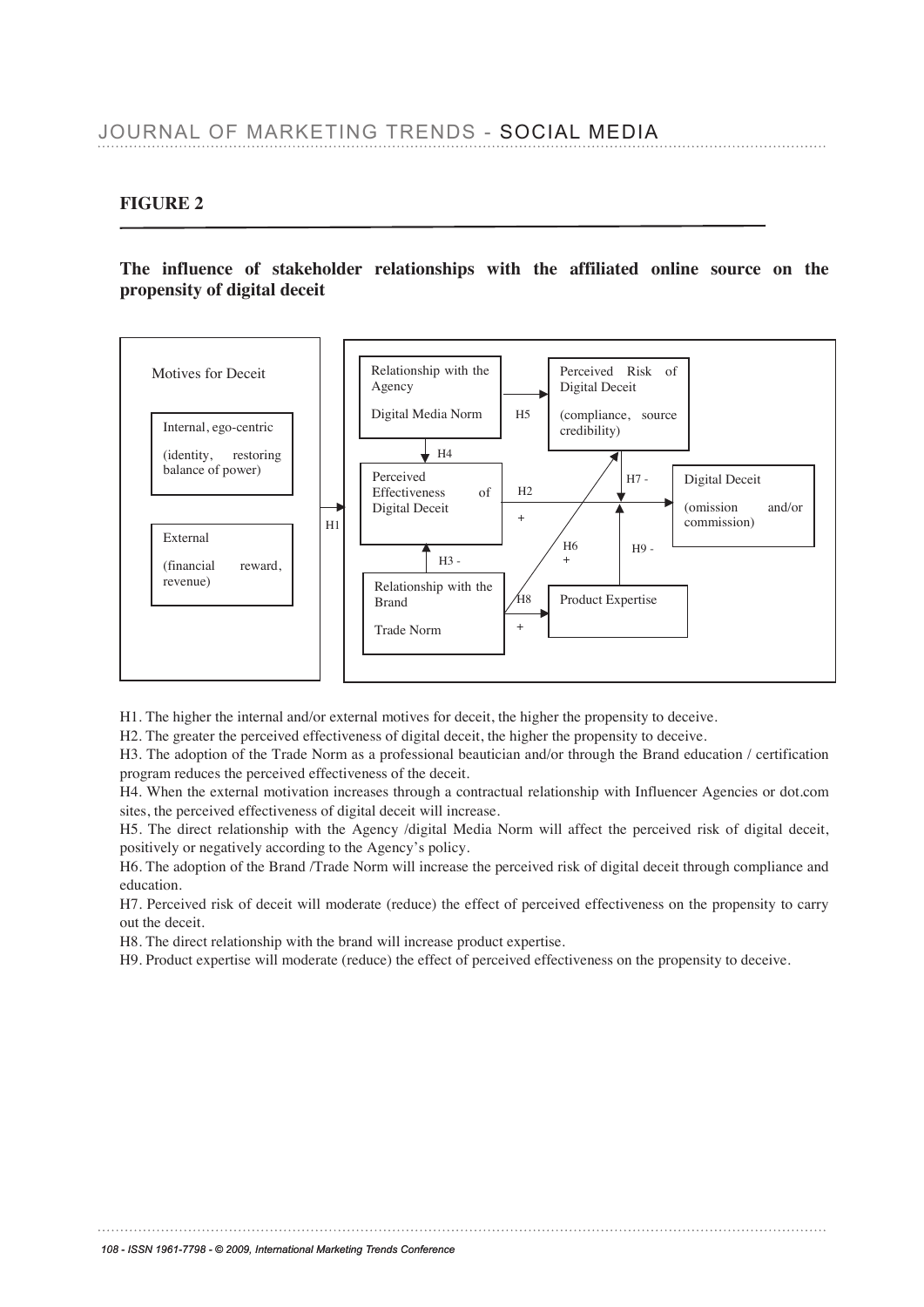**FIGURE 2**

**The influence of stakeholder relationships with the affiliated online source on the propensity of digital deceit**

Motives for Deceit

Internal, ego-centric

(identity, restoring balance of power)

External

(financial reward, revenue)

H1

Relationship with the Agency

Digital Media Norm

H5

Perceived Risk of Digital Deceit

(compliance, source credibility)

H4

Perceived Effectiveness of Digital Deceit

H2

\+

H7 -

Digital Deceit

(omission and/or commission)

H6

\+

H9 -

H3 -

Relationship with the Brand

Trade Norm

H8

\+

Product Expertise

H1. The higher the internal and/or external motives for deceit, the higher the propensity to deceive.

H2. The greater the perceived effectiveness of digital deceit, the higher the propensity to deceive.

H3. The adoption of the Trade Norm as a professional beautician and/or through the Brand education / certification program reduces the perceived effectiveness of the deceit.

H4. When the external motivation increases through a contractual relationship with Influencer Agencies or dot.com sites, the perceived effectiveness of digital deceit will increase.

H5. The direct relationship with the Agency /digital Media Norm will affect the perceived risk of digital deceit, positively or negatively according to the Agency's policy.

H6. The adoption of the Brand /Trade Norm will increase the perceived risk of digital deceit through compliance and education.

H7. Perceived risk of deceit will moderate (reduce) the effect of perceived effectiveness on the propensity to carry out the deceit.

H8. The direct relationship with the brand will increase product expertise.

H9. Product expertise will moderate (reduce) the effect of perceived effectiveness on the propensity to deceive.